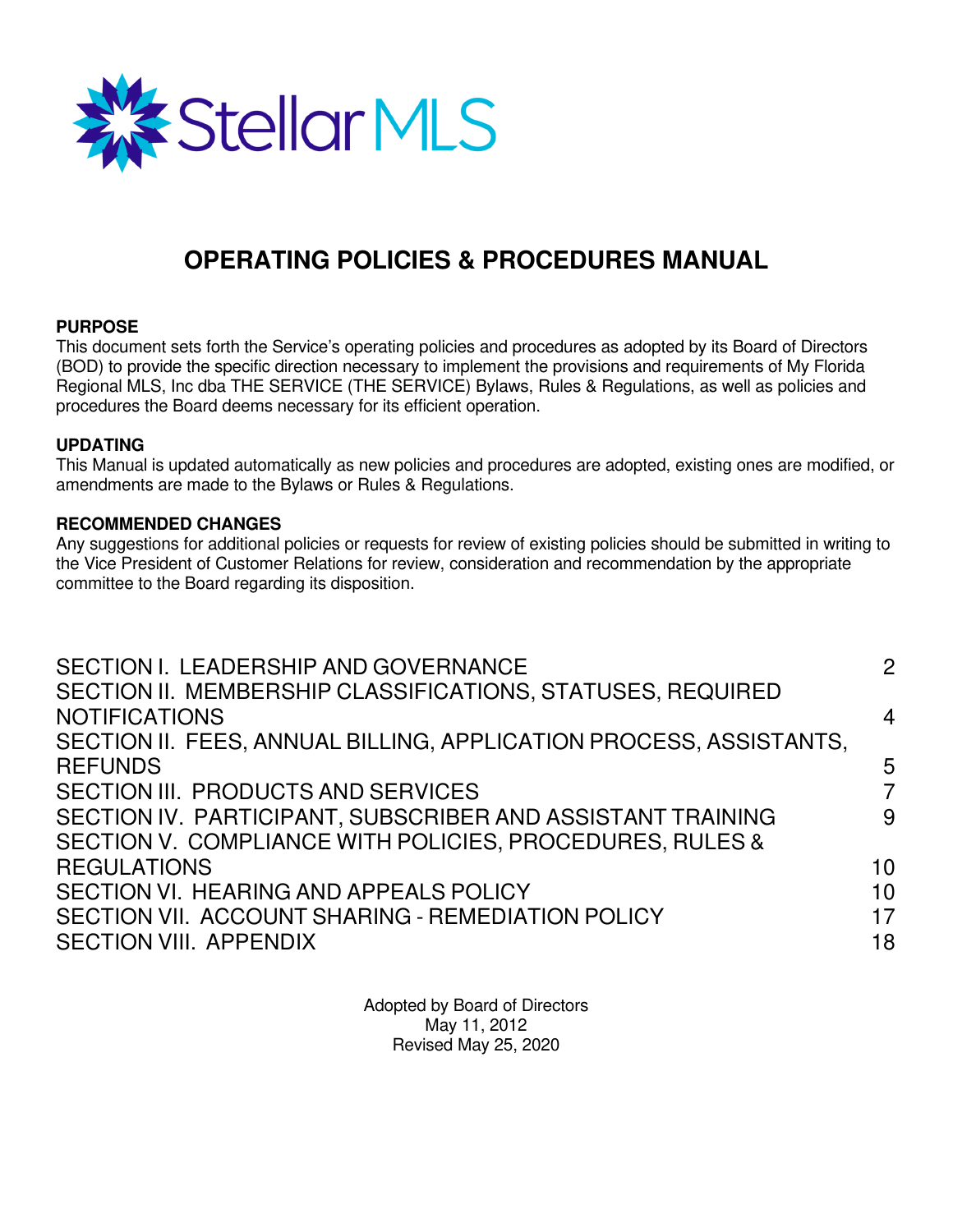Stellar MLS

# OPERATING POLICIES & PROCEDURES MANUAL

**PURPOSE**
This document sets forth the Service's operating policies and procedures as adopted by its Board of Directors (BOD) to provide the specific direction necessary to implement the provisions and requirements of My Florida Regional MLS, Inc dba THE SERVICE (THE SERVICE) Bylaws, Rules & Regulations, as well as policies and procedures the Board deems necessary for its efficient operation.

**UPDATING**
This Manual is updated automatically as new policies and procedures are adopted, existing ones are modified, or amendments are made to the Bylaws or Rules & Regulations.

**RECOMMENDED CHANGES**
Any suggestions for additional policies or requests for review of existing policies should be submitted in writing to the Vice President of Customer Relations for review, consideration and recommendation by the appropriate committee to the Board regarding its disposition.

| | |
|---|---|
| SECTION I. LEADERSHIP AND GOVERNANCE | 2 |
| SECTION II. MEMBERSHIP CLASSIFICATIONS, STATUSES, REQUIRED NOTIFICATIONS | 4 |
| SECTION II. FEES, ANNUAL BILLING, APPLICATION PROCESS, ASSISTANTS, REFUNDS | 5 |
| SECTION III. PRODUCTS AND SERVICES | 7 |
| SECTION IV. PARTICIPANT, SUBSCRIBER AND ASSISTANT TRAINING | 9 |
| SECTION V. COMPLIANCE WITH POLICIES, PROCEDURES, RULES & REGULATIONS | 10 |
| SECTION VI. HEARING AND APPEALS POLICY | 10 |
| SECTION VII. ACCOUNT SHARING - REMEDIATION POLICY | 17 |
| SECTION VIII. APPENDIX | 18 |

Adopted by Board of Directors
May 11, 2012
Revised May 25, 2020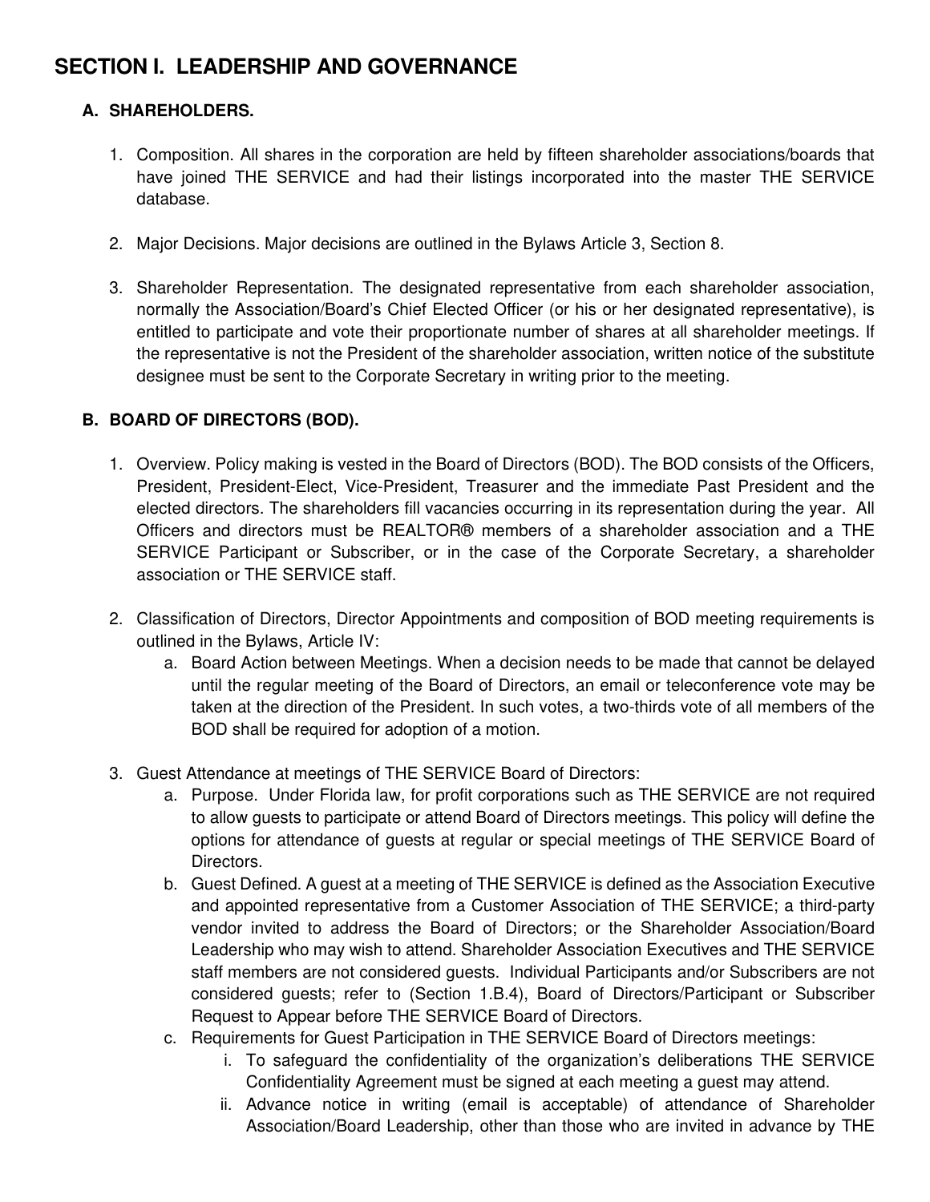# SECTION I. LEADERSHIP AND GOVERNANCE

## A. SHAREHOLDERS.

1. Composition. All shares in the corporation are held by fifteen shareholder associations/boards that have joined THE SERVICE and had their listings incorporated into the master THE SERVICE database.

2. Major Decisions. Major decisions are outlined in the Bylaws Article 3, Section 8.

3. Shareholder Representation. The designated representative from each shareholder association, normally the Association/Board's Chief Elected Officer (or his or her designated representative), is entitled to participate and vote their proportionate number of shares at all shareholder meetings. If the representative is not the President of the shareholder association, written notice of the substitute designee must be sent to the Corporate Secretary in writing prior to the meeting.

## B. BOARD OF DIRECTORS (BOD).

1. Overview. Policy making is vested in the Board of Directors (BOD). The BOD consists of the Officers, President, President-Elect, Vice-President, Treasurer and the immediate Past President and the elected directors. The shareholders fill vacancies occurring in its representation during the year. All Officers and directors must be REALTOR® members of a shareholder association and a THE SERVICE Participant or Subscriber, or in the case of the Corporate Secretary, a shareholder association or THE SERVICE staff.

2. Classification of Directors, Director Appointments and composition of BOD meeting requirements is outlined in the Bylaws, Article IV:
   a. Board Action between Meetings. When a decision needs to be made that cannot be delayed until the regular meeting of the Board of Directors, an email or teleconference vote may be taken at the direction of the President. In such votes, a two-thirds vote of all members of the BOD shall be required for adoption of a motion.

3. Guest Attendance at meetings of THE SERVICE Board of Directors:
   a. Purpose. Under Florida law, for profit corporations such as THE SERVICE are not required to allow guests to participate or attend Board of Directors meetings. This policy will define the options for attendance of guests at regular or special meetings of THE SERVICE Board of Directors.
   b. Guest Defined. A guest at a meeting of THE SERVICE is defined as the Association Executive and appointed representative from a Customer Association of THE SERVICE; a third-party vendor invited to address the Board of Directors; or the Shareholder Association/Board Leadership who may wish to attend. Shareholder Association Executives and THE SERVICE staff members are not considered guests. Individual Participants and/or Subscribers are not considered guests; refer to (Section 1.B.4), Board of Directors/Participant or Subscriber Request to Appear before THE SERVICE Board of Directors.
   c. Requirements for Guest Participation in THE SERVICE Board of Directors meetings:
      i. To safeguard the confidentiality of the organization's deliberations THE SERVICE Confidentiality Agreement must be signed at each meeting a guest may attend.
      ii. Advance notice in writing (email is acceptable) of attendance of Shareholder Association/Board Leadership, other than those who are invited in advance by THE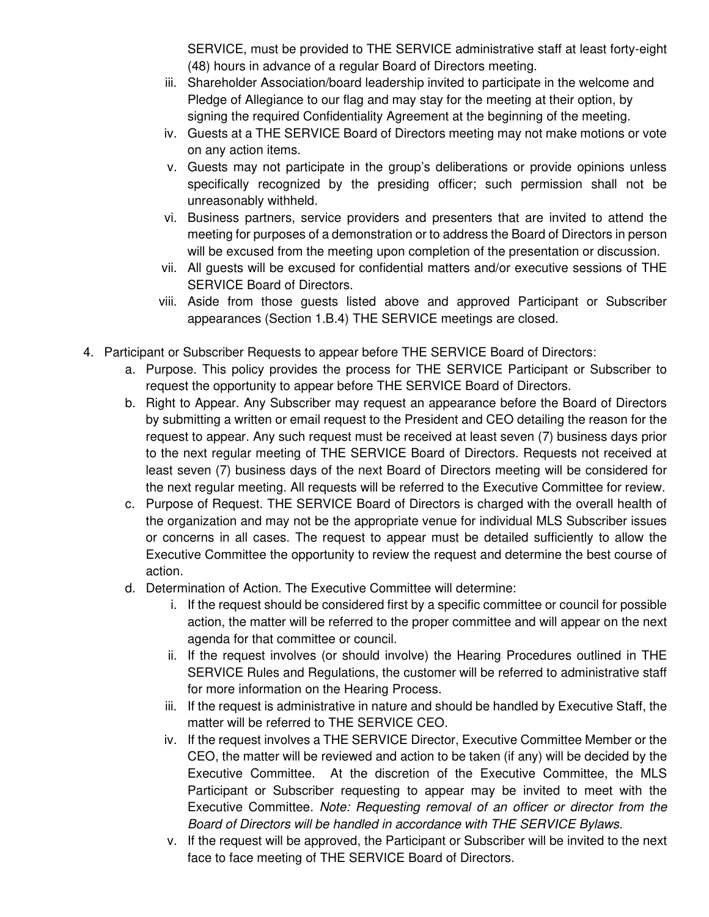SERVICE, must be provided to THE SERVICE administrative staff at least forty-eight (48) hours in advance of a regular Board of Directors meeting.

iii. Shareholder Association/board leadership invited to participate in the welcome and Pledge of Allegiance to our flag and may stay for the meeting at their option, by signing the required Confidentiality Agreement at the beginning of the meeting.

iv. Guests at a THE SERVICE Board of Directors meeting may not make motions or vote on any action items.

v. Guests may not participate in the group's deliberations or provide opinions unless specifically recognized by the presiding officer; such permission shall not be unreasonably withheld.

vi. Business partners, service providers and presenters that are invited to attend the meeting for purposes of a demonstration or to address the Board of Directors in person will be excused from the meeting upon completion of the presentation or discussion.

vii. All guests will be excused for confidential matters and/or executive sessions of THE SERVICE Board of Directors.

viii. Aside from those guests listed above and approved Participant or Subscriber appearances (Section 1.B.4) THE SERVICE meetings are closed.

4. Participant or Subscriber Requests to appear before THE SERVICE Board of Directors:
   a. Purpose. This policy provides the process for THE SERVICE Participant or Subscriber to request the opportunity to appear before THE SERVICE Board of Directors.
   b. Right to Appear. Any Subscriber may request an appearance before the Board of Directors by submitting a written or email request to the President and CEO detailing the reason for the request to appear. Any such request must be received at least seven (7) business days prior to the next regular meeting of THE SERVICE Board of Directors. Requests not received at least seven (7) business days of the next Board of Directors meeting will be considered for the next regular meeting. All requests will be referred to the Executive Committee for review.
   c. Purpose of Request. THE SERVICE Board of Directors is charged with the overall health of the organization and may not be the appropriate venue for individual MLS Subscriber issues or concerns in all cases. The request to appear must be detailed sufficiently to allow the Executive Committee the opportunity to review the request and determine the best course of action.
   d. Determination of Action. The Executive Committee will determine:
      i. If the request should be considered first by a specific committee or council for possible action, the matter will be referred to the proper committee and will appear on the next agenda for that committee or council.
      ii. If the request involves (or should involve) the Hearing Procedures outlined in THE SERVICE Rules and Regulations, the customer will be referred to administrative staff for more information on the Hearing Process.
      iii. If the request is administrative in nature and should be handled by Executive Staff, the matter will be referred to THE SERVICE CEO.
      iv. If the request involves a THE SERVICE Director, Executive Committee Member or the CEO, the matter will be reviewed and action to be taken (if any) will be decided by the Executive Committee. At the discretion of the Executive Committee, the MLS Participant or Subscriber requesting to appear may be invited to meet with the Executive Committee. *Note: Requesting removal of an officer or director from the Board of Directors will be handled in accordance with THE SERVICE Bylaws.*
      v. If the request will be approved, the Participant or Subscriber will be invited to the next face to face meeting of THE SERVICE Board of Directors.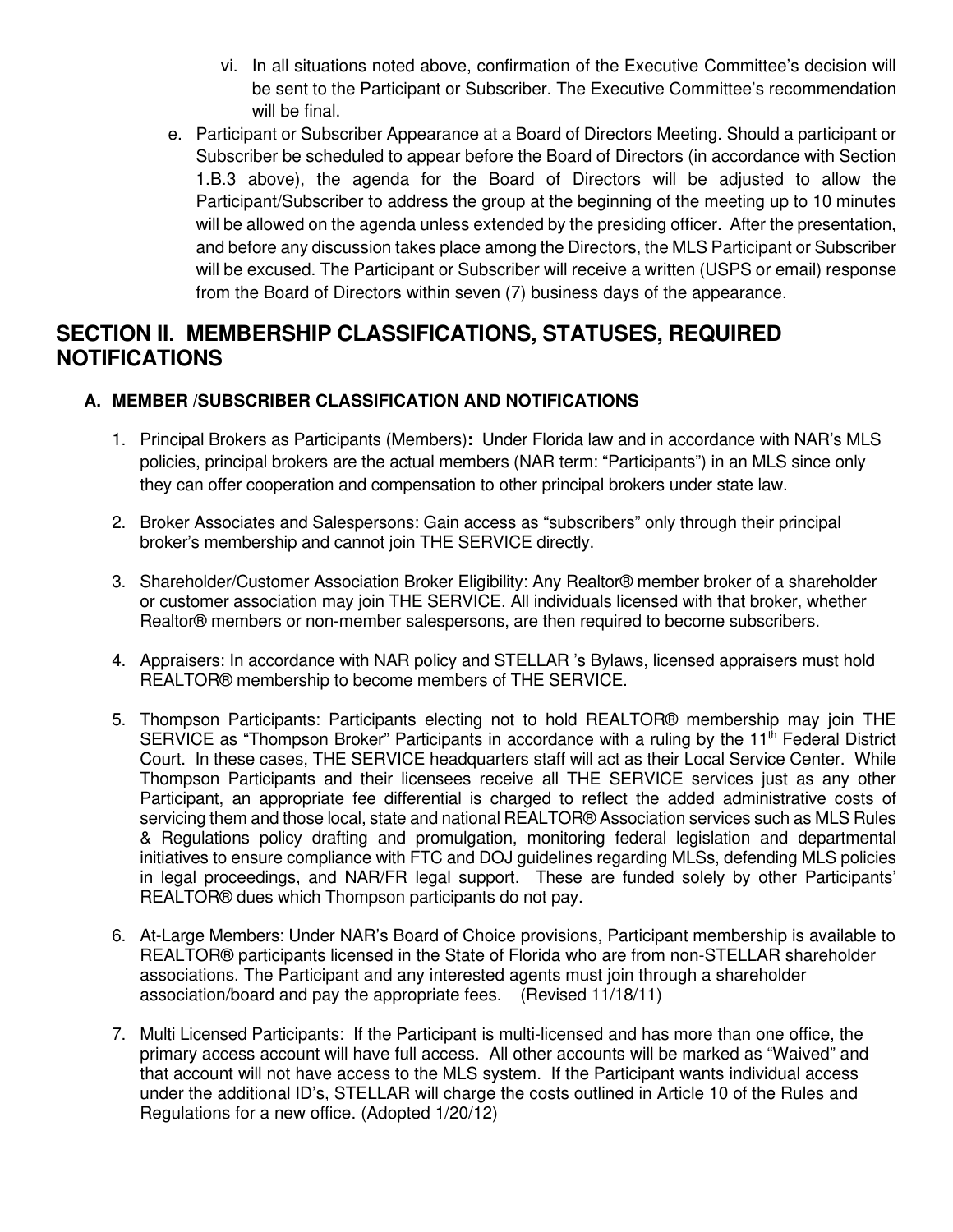vi. In all situations noted above, confirmation of the Executive Committee's decision will be sent to the Participant or Subscriber. The Executive Committee's recommendation will be final.

e. Participant or Subscriber Appearance at a Board of Directors Meeting. Should a participant or Subscriber be scheduled to appear before the Board of Directors (in accordance with Section 1.B.3 above), the agenda for the Board of Directors will be adjusted to allow the Participant/Subscriber to address the group at the beginning of the meeting up to 10 minutes will be allowed on the agenda unless extended by the presiding officer. After the presentation, and before any discussion takes place among the Directors, the MLS Participant or Subscriber will be excused. The Participant or Subscriber will receive a written (USPS or email) response from the Board of Directors within seven (7) business days of the appearance.

## SECTION II. MEMBERSHIP CLASSIFICATIONS, STATUSES, REQUIRED NOTIFICATIONS

### A. MEMBER /SUBSCRIBER CLASSIFICATION AND NOTIFICATIONS

1. Principal Brokers as Participants (Members)**:** Under Florida law and in accordance with NAR's MLS policies, principal brokers are the actual members (NAR term: "Participants") in an MLS since only they can offer cooperation and compensation to other principal brokers under state law.

2. Broker Associates and Salespersons: Gain access as "subscribers" only through their principal broker's membership and cannot join THE SERVICE directly.

3. Shareholder/Customer Association Broker Eligibility: Any Realtor® member broker of a shareholder or customer association may join THE SERVICE. All individuals licensed with that broker, whether Realtor® members or non-member salespersons, are then required to become subscribers.

4. Appraisers: In accordance with NAR policy and STELLAR 's Bylaws, licensed appraisers must hold REALTOR® membership to become members of THE SERVICE.

5. Thompson Participants: Participants electing not to hold REALTOR® membership may join THE SERVICE as "Thompson Broker" Participants in accordance with a ruling by the 11th Federal District Court. In these cases, THE SERVICE headquarters staff will act as their Local Service Center. While Thompson Participants and their licensees receive all THE SERVICE services just as any other Participant, an appropriate fee differential is charged to reflect the added administrative costs of servicing them and those local, state and national REALTOR® Association services such as MLS Rules & Regulations policy drafting and promulgation, monitoring federal legislation and departmental initiatives to ensure compliance with FTC and DOJ guidelines regarding MLSs, defending MLS policies in legal proceedings, and NAR/FR legal support. These are funded solely by other Participants' REALTOR® dues which Thompson participants do not pay.

6. At-Large Members: Under NAR's Board of Choice provisions, Participant membership is available to REALTOR® participants licensed in the State of Florida who are from non-STELLAR shareholder associations. The Participant and any interested agents must join through a shareholder association/board and pay the appropriate fees. (Revised 11/18/11)

7. Multi Licensed Participants: If the Participant is multi-licensed and has more than one office, the primary access account will have full access. All other accounts will be marked as "Waived" and that account will not have access to the MLS system. If the Participant wants individual access under the additional ID's, STELLAR will charge the costs outlined in Article 10 of the Rules and Regulations for a new office. (Adopted 1/20/12)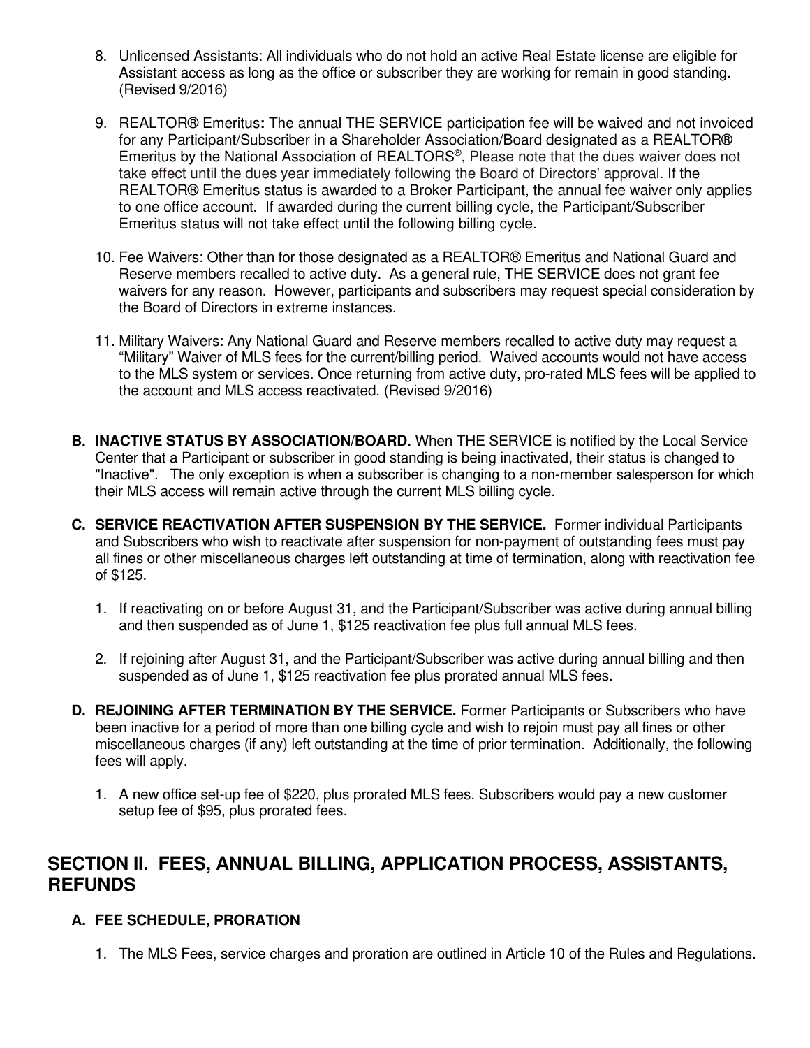8. Unlicensed Assistants: All individuals who do not hold an active Real Estate license are eligible for Assistant access as long as the office or subscriber they are working for remain in good standing. (Revised 9/2016)

9. REALTOR® Emeritus**:** The annual THE SERVICE participation fee will be waived and not invoiced for any Participant/Subscriber in a Shareholder Association/Board designated as a REALTOR® Emeritus by the National Association of REALTORS®, Please note that the dues waiver does not take effect until the dues year immediately following the Board of Directors' approval. If the REALTOR® Emeritus status is awarded to a Broker Participant, the annual fee waiver only applies to one office account. If awarded during the current billing cycle, the Participant/Subscriber Emeritus status will not take effect until the following billing cycle.

10. Fee Waivers: Other than for those designated as a REALTOR® Emeritus and National Guard and Reserve members recalled to active duty. As a general rule, THE SERVICE does not grant fee waivers for any reason. However, participants and subscribers may request special consideration by the Board of Directors in extreme instances.

11. Military Waivers: Any National Guard and Reserve members recalled to active duty may request a "Military" Waiver of MLS fees for the current/billing period. Waived accounts would not have access to the MLS system or services. Once returning from active duty, pro-rated MLS fees will be applied to the account and MLS access reactivated. (Revised 9/2016)

**B. INACTIVE STATUS BY ASSOCIATION/BOARD.** When THE SERVICE is notified by the Local Service Center that a Participant or subscriber in good standing is being inactivated, their status is changed to "Inactive". The only exception is when a subscriber is changing to a non-member salesperson for which their MLS access will remain active through the current MLS billing cycle.

**C. SERVICE REACTIVATION AFTER SUSPENSION BY THE SERVICE.** Former individual Participants and Subscribers who wish to reactivate after suspension for non-payment of outstanding fees must pay all fines or other miscellaneous charges left outstanding at time of termination, along with reactivation fee of $125.

1. If reactivating on or before August 31, and the Participant/Subscriber was active during annual billing and then suspended as of June 1, $125 reactivation fee plus full annual MLS fees.

2. If rejoining after August 31, and the Participant/Subscriber was active during annual billing and then suspended as of June 1, $125 reactivation fee plus prorated annual MLS fees.

**D. REJOINING AFTER TERMINATION BY THE SERVICE.** Former Participants or Subscribers who have been inactive for a period of more than one billing cycle and wish to rejoin must pay all fines or other miscellaneous charges (if any) left outstanding at the time of prior termination. Additionally, the following fees will apply.

1. A new office set-up fee of $220, plus prorated MLS fees. Subscribers would pay a new customer setup fee of $95, plus prorated fees.

## SECTION II. FEES, ANNUAL BILLING, APPLICATION PROCESS, ASSISTANTS, REFUNDS

### A. FEE SCHEDULE, PRORATION

1. The MLS Fees, service charges and proration are outlined in Article 10 of the Rules and Regulations.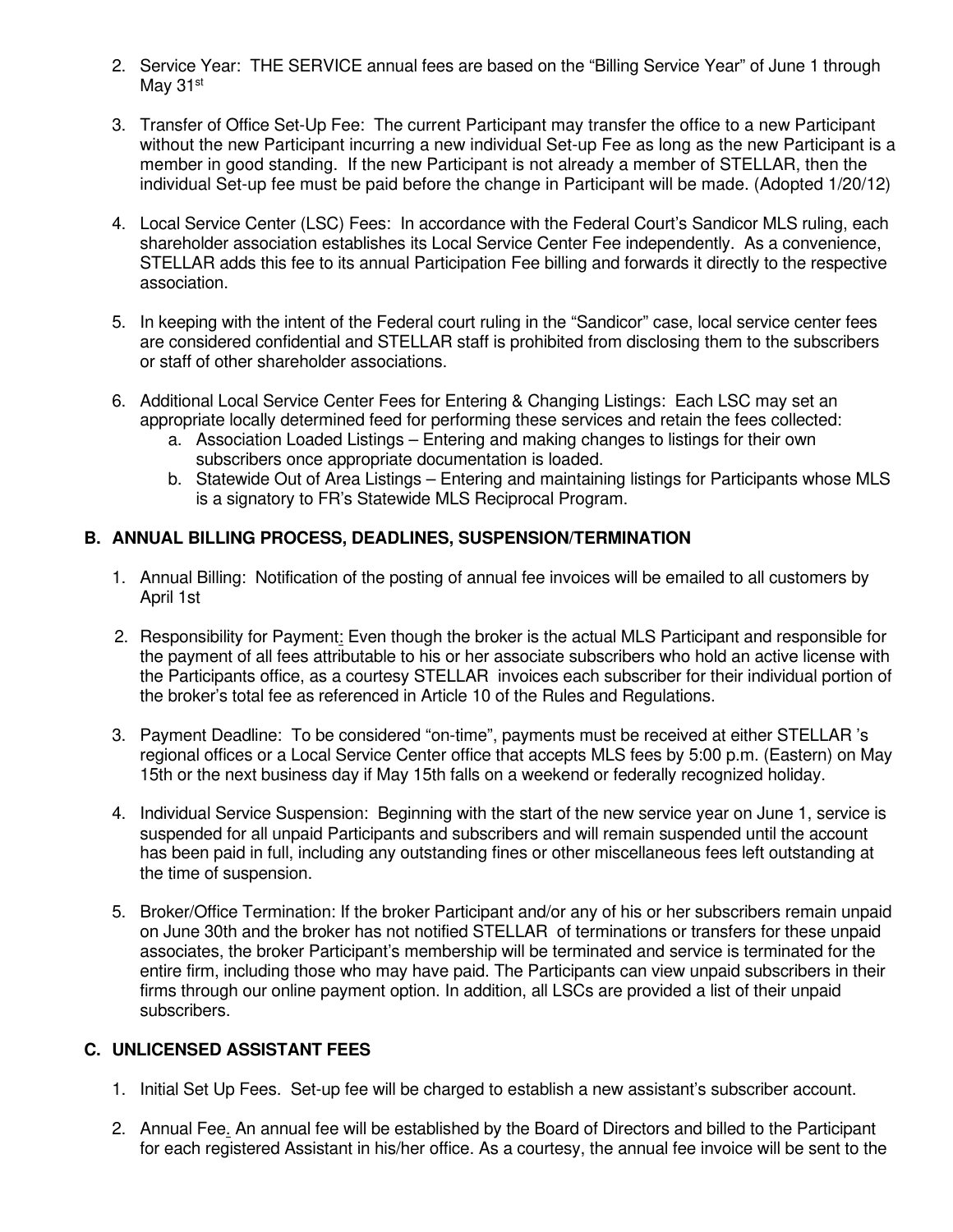2. Service Year: THE SERVICE annual fees are based on the "Billing Service Year" of June 1 through May 31st

3. Transfer of Office Set-Up Fee: The current Participant may transfer the office to a new Participant without the new Participant incurring a new individual Set-up Fee as long as the new Participant is a member in good standing. If the new Participant is not already a member of STELLAR, then the individual Set-up fee must be paid before the change in Participant will be made. (Adopted 1/20/12)

4. Local Service Center (LSC) Fees: In accordance with the Federal Court's Sandicor MLS ruling, each shareholder association establishes its Local Service Center Fee independently. As a convenience, STELLAR adds this fee to its annual Participation Fee billing and forwards it directly to the respective association.

5. In keeping with the intent of the Federal court ruling in the "Sandicor" case, local service center fees are considered confidential and STELLAR staff is prohibited from disclosing them to the subscribers or staff of other shareholder associations.

6. Additional Local Service Center Fees for Entering & Changing Listings: Each LSC may set an appropriate locally determined feed for performing these services and retain the fees collected:
   a. Association Loaded Listings – Entering and making changes to listings for their own subscribers once appropriate documentation is loaded.
   b. Statewide Out of Area Listings – Entering and maintaining listings for Participants whose MLS is a signatory to FR's Statewide MLS Reciprocal Program.

## B. ANNUAL BILLING PROCESS, DEADLINES, SUSPENSION/TERMINATION

1. Annual Billing: Notification of the posting of annual fee invoices will be emailed to all customers by April 1st

2. Responsibility for Payment: Even though the broker is the actual MLS Participant and responsible for the payment of all fees attributable to his or her associate subscribers who hold an active license with the Participants office, as a courtesy STELLAR invoices each subscriber for their individual portion of the broker's total fee as referenced in Article 10 of the Rules and Regulations.

3. Payment Deadline: To be considered "on-time", payments must be received at either STELLAR 's regional offices or a Local Service Center office that accepts MLS fees by 5:00 p.m. (Eastern) on May 15th or the next business day if May 15th falls on a weekend or federally recognized holiday.

4. Individual Service Suspension: Beginning with the start of the new service year on June 1, service is suspended for all unpaid Participants and subscribers and will remain suspended until the account has been paid in full, including any outstanding fines or other miscellaneous fees left outstanding at the time of suspension.

5. Broker/Office Termination: If the broker Participant and/or any of his or her subscribers remain unpaid on June 30th and the broker has not notified STELLAR of terminations or transfers for these unpaid associates, the broker Participant's membership will be terminated and service is terminated for the entire firm, including those who may have paid. The Participants can view unpaid subscribers in their firms through our online payment option. In addition, all LSCs are provided a list of their unpaid subscribers.

## C. UNLICENSED ASSISTANT FEES

1. Initial Set Up Fees. Set-up fee will be charged to establish a new assistant's subscriber account.

2. Annual Fee. An annual fee will be established by the Board of Directors and billed to the Participant for each registered Assistant in his/her office. As a courtesy, the annual fee invoice will be sent to the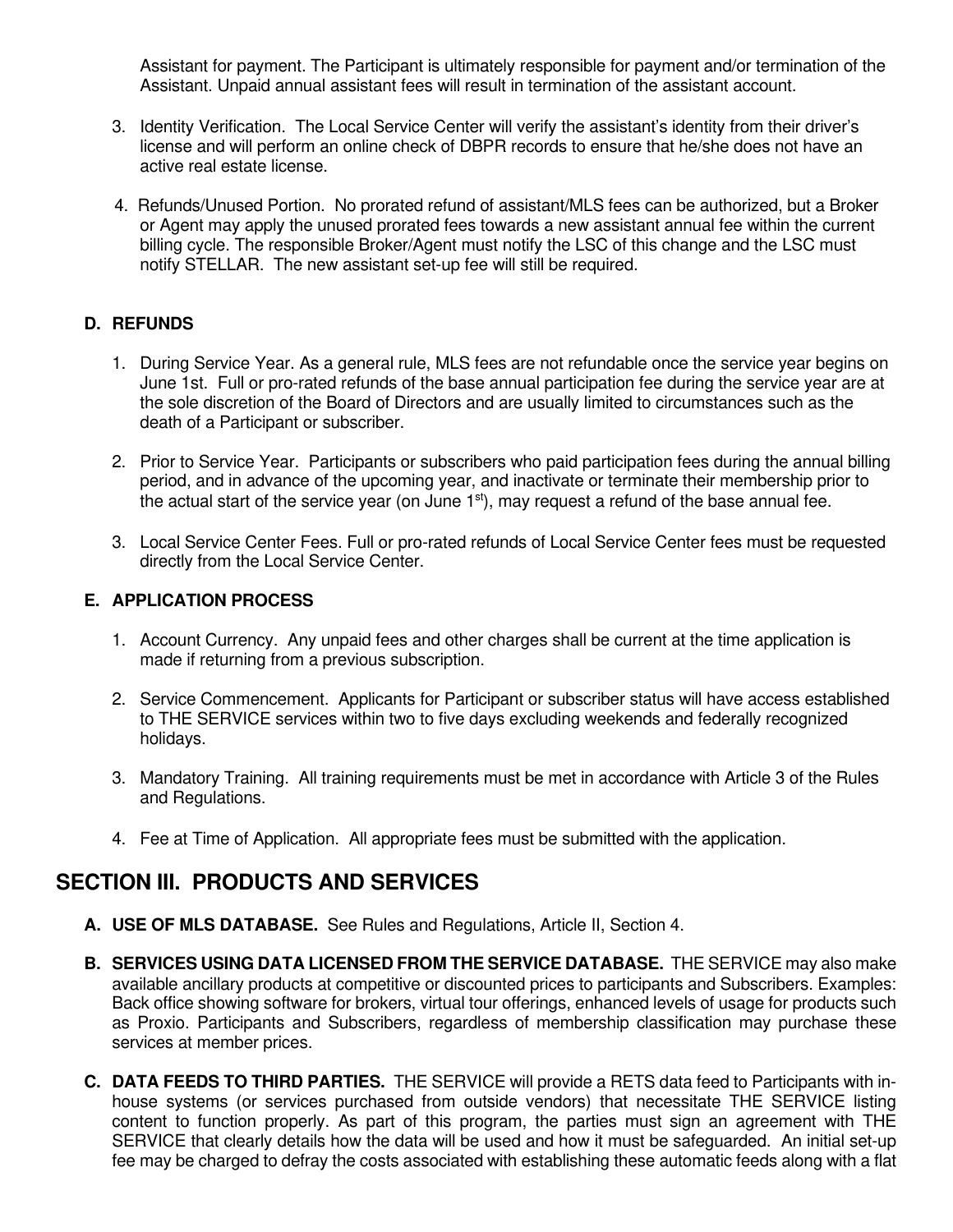Assistant for payment. The Participant is ultimately responsible for payment and/or termination of the Assistant. Unpaid annual assistant fees will result in termination of the assistant account.

3. Identity Verification. The Local Service Center will verify the assistant's identity from their driver's license and will perform an online check of DBPR records to ensure that he/she does not have an active real estate license.

4. Refunds/Unused Portion. No prorated refund of assistant/MLS fees can be authorized, but a Broker or Agent may apply the unused prorated fees towards a new assistant annual fee within the current billing cycle. The responsible Broker/Agent must notify the LSC of this change and the LSC must notify STELLAR. The new assistant set-up fee will still be required.

### D. REFUNDS

1. During Service Year. As a general rule, MLS fees are not refundable once the service year begins on June 1st. Full or pro-rated refunds of the base annual participation fee during the service year are at the sole discretion of the Board of Directors and are usually limited to circumstances such as the death of a Participant or subscriber.

2. Prior to Service Year. Participants or subscribers who paid participation fees during the annual billing period, and in advance of the upcoming year, and inactivate or terminate their membership prior to the actual start of the service year (on June 1st), may request a refund of the base annual fee.

3. Local Service Center Fees. Full or pro-rated refunds of Local Service Center fees must be requested directly from the Local Service Center.

### E. APPLICATION PROCESS

1. Account Currency. Any unpaid fees and other charges shall be current at the time application is made if returning from a previous subscription.

2. Service Commencement. Applicants for Participant or subscriber status will have access established to THE SERVICE services within two to five days excluding weekends and federally recognized holidays.

3. Mandatory Training. All training requirements must be met in accordance with Article 3 of the Rules and Regulations.

4. Fee at Time of Application. All appropriate fees must be submitted with the application.

## SECTION III. PRODUCTS AND SERVICES

**A. USE OF MLS DATABASE.** See Rules and Regulations, Article II, Section 4.

**B. SERVICES USING DATA LICENSED FROM THE SERVICE DATABASE.** THE SERVICE may also make available ancillary products at competitive or discounted prices to participants and Subscribers. Examples: Back office showing software for brokers, virtual tour offerings, enhanced levels of usage for products such as Proxio. Participants and Subscribers, regardless of membership classification may purchase these services at member prices.

**C. DATA FEEDS TO THIRD PARTIES.** THE SERVICE will provide a RETS data feed to Participants with in-house systems (or services purchased from outside vendors) that necessitate THE SERVICE listing content to function properly. As part of this program, the parties must sign an agreement with THE SERVICE that clearly details how the data will be used and how it must be safeguarded. An initial set-up fee may be charged to defray the costs associated with establishing these automatic feeds along with a flat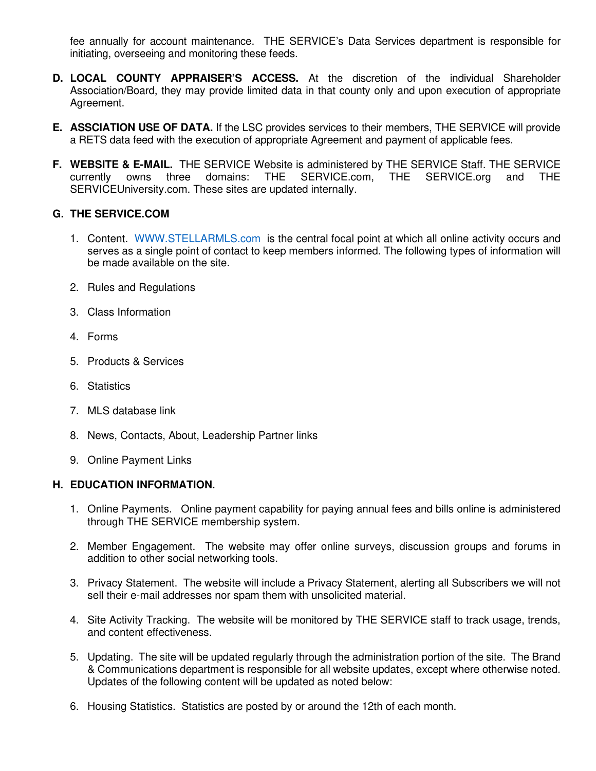fee annually for account maintenance. THE SERVICE's Data Services department is responsible for initiating, overseeing and monitoring these feeds.

**D. LOCAL COUNTY APPRAISER'S ACCESS.** At the discretion of the individual Shareholder Association/Board, they may provide limited data in that county only and upon execution of appropriate Agreement.

**E. ASSCIATION USE OF DATA.** If the LSC provides services to their members, THE SERVICE will provide a RETS data feed with the execution of appropriate Agreement and payment of applicable fees.

**F. WEBSITE & E-MAIL.** THE SERVICE Website is administered by THE SERVICE Staff. THE SERVICE currently owns three domains: THE SERVICE.com, THE SERVICE.org and THE SERVICEUniversity.com. These sites are updated internally.

**G. THE SERVICE.COM**

1. Content. WWW.STELLARMLS.com is the central focal point at which all online activity occurs and serves as a single point of contact to keep members informed. The following types of information will be made available on the site.
2. Rules and Regulations
3. Class Information
4. Forms
5. Products & Services
6. Statistics
7. MLS database link
8. News, Contacts, About, Leadership Partner links
9. Online Payment Links

**H. EDUCATION INFORMATION.**

1. Online Payments. Online payment capability for paying annual fees and bills online is administered through THE SERVICE membership system.
2. Member Engagement. The website may offer online surveys, discussion groups and forums in addition to other social networking tools.
3. Privacy Statement. The website will include a Privacy Statement, alerting all Subscribers we will not sell their e-mail addresses nor spam them with unsolicited material.
4. Site Activity Tracking. The website will be monitored by THE SERVICE staff to track usage, trends, and content effectiveness.
5. Updating. The site will be updated regularly through the administration portion of the site. The Brand & Communications department is responsible for all website updates, except where otherwise noted. Updates of the following content will be updated as noted below:
6. Housing Statistics. Statistics are posted by or around the 12th of each month.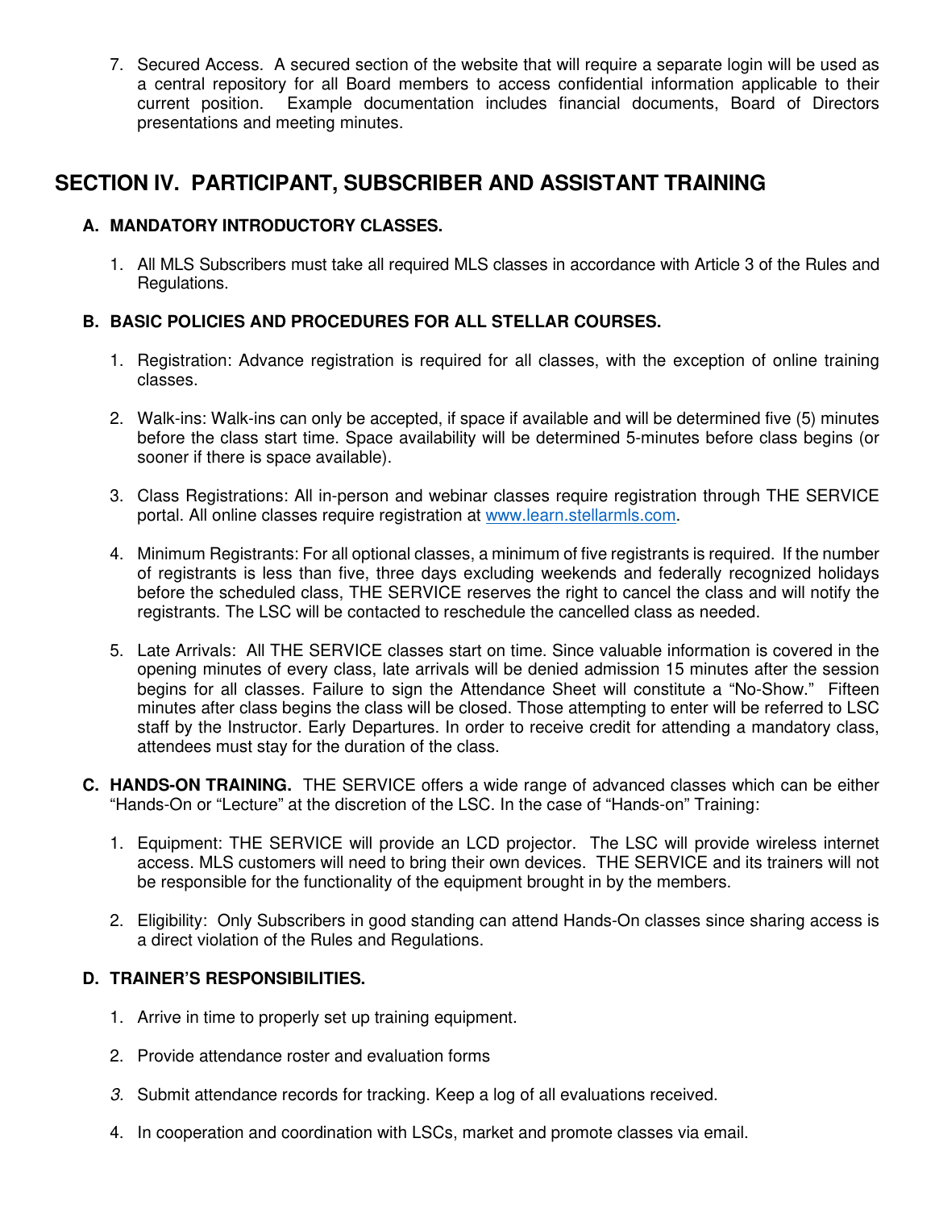7. Secured Access. A secured section of the website that will require a separate login will be used as a central repository for all Board members to access confidential information applicable to their current position. Example documentation includes financial documents, Board of Directors presentations and meeting minutes.

## SECTION IV. PARTICIPANT, SUBSCRIBER AND ASSISTANT TRAINING

### A. MANDATORY INTRODUCTORY CLASSES.

1. All MLS Subscribers must take all required MLS classes in accordance with Article 3 of the Rules and Regulations.

### B. BASIC POLICIES AND PROCEDURES FOR ALL STELLAR COURSES.

1. Registration: Advance registration is required for all classes, with the exception of online training classes.

2. Walk-ins: Walk-ins can only be accepted, if space if available and will be determined five (5) minutes before the class start time. Space availability will be determined 5-minutes before class begins (or sooner if there is space available).

3. Class Registrations: All in-person and webinar classes require registration through THE SERVICE portal. All online classes require registration at www.learn.stellarmls.com.

4. Minimum Registrants: For all optional classes, a minimum of five registrants is required. If the number of registrants is less than five, three days excluding weekends and federally recognized holidays before the scheduled class, THE SERVICE reserves the right to cancel the class and will notify the registrants. The LSC will be contacted to reschedule the cancelled class as needed.

5. Late Arrivals: All THE SERVICE classes start on time. Since valuable information is covered in the opening minutes of every class, late arrivals will be denied admission 15 minutes after the session begins for all classes. Failure to sign the Attendance Sheet will constitute a "No-Show." Fifteen minutes after class begins the class will be closed. Those attempting to enter will be referred to LSC staff by the Instructor. Early Departures. In order to receive credit for attending a mandatory class, attendees must stay for the duration of the class.

### C. HANDS-ON TRAINING.

THE SERVICE offers a wide range of advanced classes which can be either "Hands-On or "Lecture" at the discretion of the LSC. In the case of "Hands-on" Training:

1. Equipment: THE SERVICE will provide an LCD projector. The LSC will provide wireless internet access. MLS customers will need to bring their own devices. THE SERVICE and its trainers will not be responsible for the functionality of the equipment brought in by the members.

2. Eligibility: Only Subscribers in good standing can attend Hands-On classes since sharing access is a direct violation of the Rules and Regulations.

### D. TRAINER'S RESPONSIBILITIES.

1. Arrive in time to properly set up training equipment.

2. Provide attendance roster and evaluation forms

3. Submit attendance records for tracking. Keep a log of all evaluations received.

4. In cooperation and coordination with LSCs, market and promote classes via email.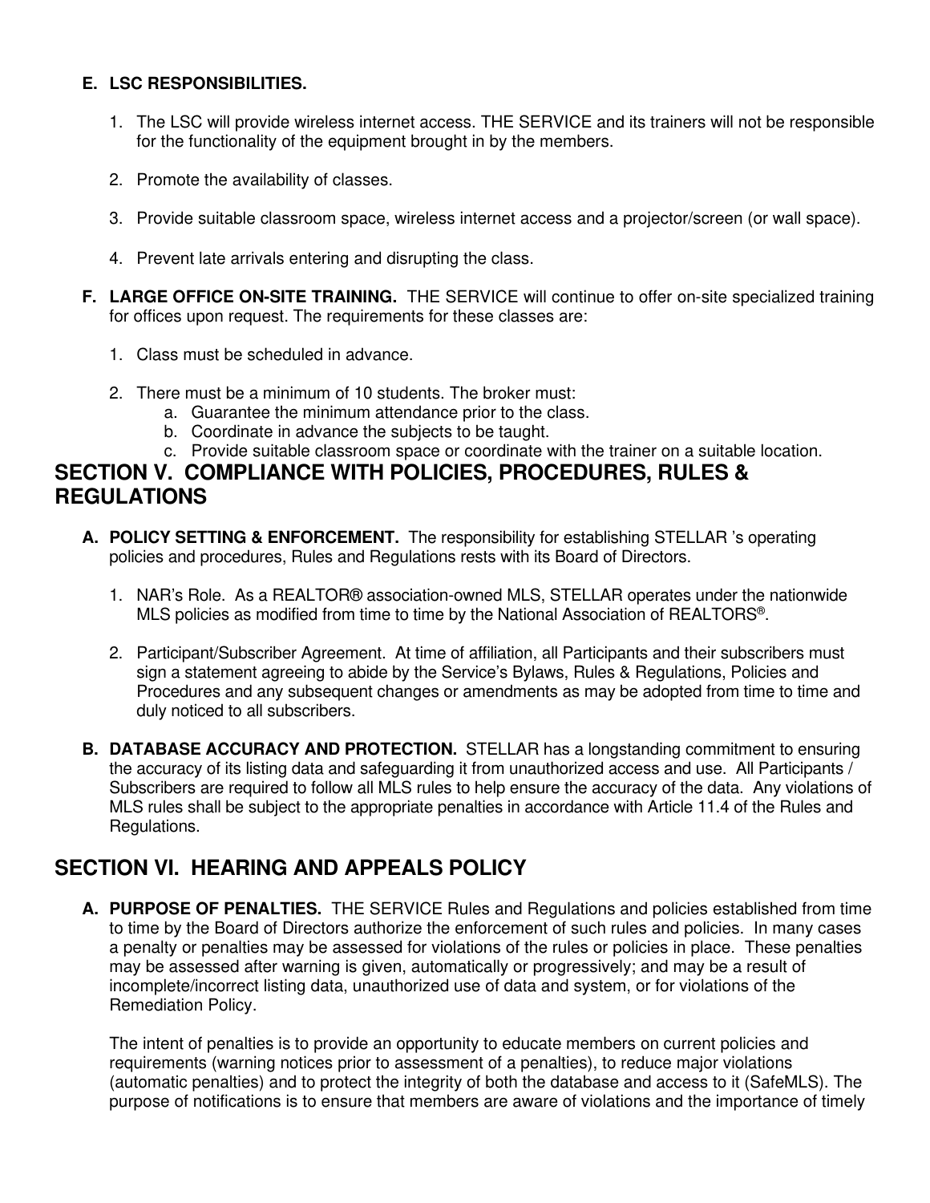**E. LSC RESPONSIBILITIES.**

1. The LSC will provide wireless internet access. THE SERVICE and its trainers will not be responsible for the functionality of the equipment brought in by the members.

2. Promote the availability of classes.

3. Provide suitable classroom space, wireless internet access and a projector/screen (or wall space).

4. Prevent late arrivals entering and disrupting the class.

**F. LARGE OFFICE ON-SITE TRAINING.** THE SERVICE will continue to offer on-site specialized training for offices upon request. The requirements for these classes are:

1. Class must be scheduled in advance.

2. There must be a minimum of 10 students. The broker must:
   a. Guarantee the minimum attendance prior to the class.
   b. Coordinate in advance the subjects to be taught.
   c. Provide suitable classroom space or coordinate with the trainer on a suitable location.

## SECTION V. COMPLIANCE WITH POLICIES, PROCEDURES, RULES & REGULATIONS

**A. POLICY SETTING & ENFORCEMENT.** The responsibility for establishing STELLAR 's operating policies and procedures, Rules and Regulations rests with its Board of Directors.

1. NAR's Role. As a REALTOR® association-owned MLS, STELLAR operates under the nationwide MLS policies as modified from time to time by the National Association of REALTORS®.

2. Participant/Subscriber Agreement. At time of affiliation, all Participants and their subscribers must sign a statement agreeing to abide by the Service's Bylaws, Rules & Regulations, Policies and Procedures and any subsequent changes or amendments as may be adopted from time to time and duly noticed to all subscribers.

**B. DATABASE ACCURACY AND PROTECTION.** STELLAR has a longstanding commitment to ensuring the accuracy of its listing data and safeguarding it from unauthorized access and use. All Participants / Subscribers are required to follow all MLS rules to help ensure the accuracy of the data. Any violations of MLS rules shall be subject to the appropriate penalties in accordance with Article 11.4 of the Rules and Regulations.

## SECTION VI. HEARING AND APPEALS POLICY

**A. PURPOSE OF PENALTIES.** THE SERVICE Rules and Regulations and policies established from time to time by the Board of Directors authorize the enforcement of such rules and policies. In many cases a penalty or penalties may be assessed for violations of the rules or policies in place. These penalties may be assessed after warning is given, automatically or progressively; and may be a result of incomplete/incorrect listing data, unauthorized use of data and system, or for violations of the Remediation Policy.

The intent of penalties is to provide an opportunity to educate members on current policies and requirements (warning notices prior to assessment of a penalties), to reduce major violations (automatic penalties) and to protect the integrity of both the database and access to it (SafeMLS). The purpose of notifications is to ensure that members are aware of violations and the importance of timely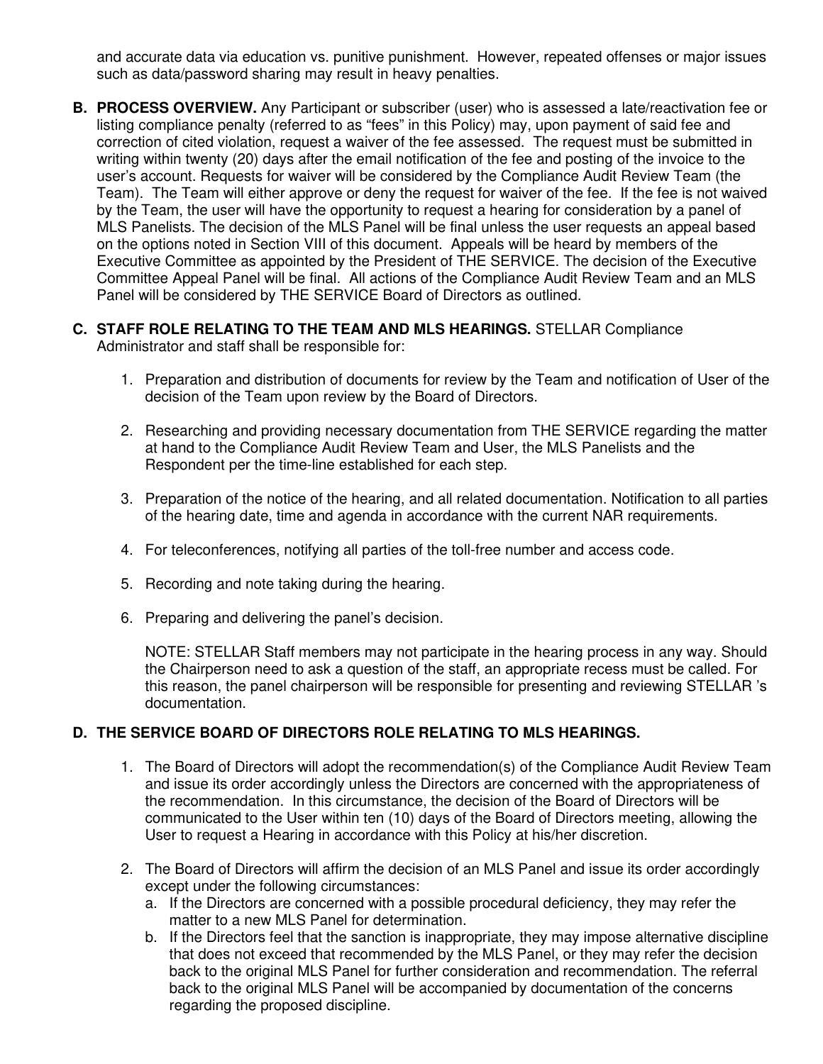and accurate data via education vs. punitive punishment. However, repeated offenses or major issues such as data/password sharing may result in heavy penalties.

**B. PROCESS OVERVIEW.** Any Participant or subscriber (user) who is assessed a late/reactivation fee or listing compliance penalty (referred to as "fees" in this Policy) may, upon payment of said fee and correction of cited violation, request a waiver of the fee assessed. The request must be submitted in writing within twenty (20) days after the email notification of the fee and posting of the invoice to the user's account. Requests for waiver will be considered by the Compliance Audit Review Team (the Team). The Team will either approve or deny the request for waiver of the fee. If the fee is not waived by the Team, the user will have the opportunity to request a hearing for consideration by a panel of MLS Panelists. The decision of the MLS Panel will be final unless the user requests an appeal based on the options noted in Section VIII of this document. Appeals will be heard by members of the Executive Committee as appointed by the President of THE SERVICE. The decision of the Executive Committee Appeal Panel will be final. All actions of the Compliance Audit Review Team and an MLS Panel will be considered by THE SERVICE Board of Directors as outlined.

**C. STAFF ROLE RELATING TO THE TEAM AND MLS HEARINGS.** STELLAR Compliance Administrator and staff shall be responsible for:

1. Preparation and distribution of documents for review by the Team and notification of User of the decision of the Team upon review by the Board of Directors.

2. Researching and providing necessary documentation from THE SERVICE regarding the matter at hand to the Compliance Audit Review Team and User, the MLS Panelists and the Respondent per the time-line established for each step.

3. Preparation of the notice of the hearing, and all related documentation. Notification to all parties of the hearing date, time and agenda in accordance with the current NAR requirements.

4. For teleconferences, notifying all parties of the toll-free number and access code.

5. Recording and note taking during the hearing.

6. Preparing and delivering the panel's decision.

   NOTE: STELLAR Staff members may not participate in the hearing process in any way. Should the Chairperson need to ask a question of the staff, an appropriate recess must be called. For this reason, the panel chairperson will be responsible for presenting and reviewing STELLAR 's documentation.

**D. THE SERVICE BOARD OF DIRECTORS ROLE RELATING TO MLS HEARINGS.**

1. The Board of Directors will adopt the recommendation(s) of the Compliance Audit Review Team and issue its order accordingly unless the Directors are concerned with the appropriateness of the recommendation. In this circumstance, the decision of the Board of Directors will be communicated to the User within ten (10) days of the Board of Directors meeting, allowing the User to request a Hearing in accordance with this Policy at his/her discretion.

2. The Board of Directors will affirm the decision of an MLS Panel and issue its order accordingly except under the following circumstances:
   a. If the Directors are concerned with a possible procedural deficiency, they may refer the matter to a new MLS Panel for determination.
   b. If the Directors feel that the sanction is inappropriate, they may impose alternative discipline that does not exceed that recommended by the MLS Panel, or they may refer the decision back to the original MLS Panel for further consideration and recommendation. The referral back to the original MLS Panel will be accompanied by documentation of the concerns regarding the proposed discipline.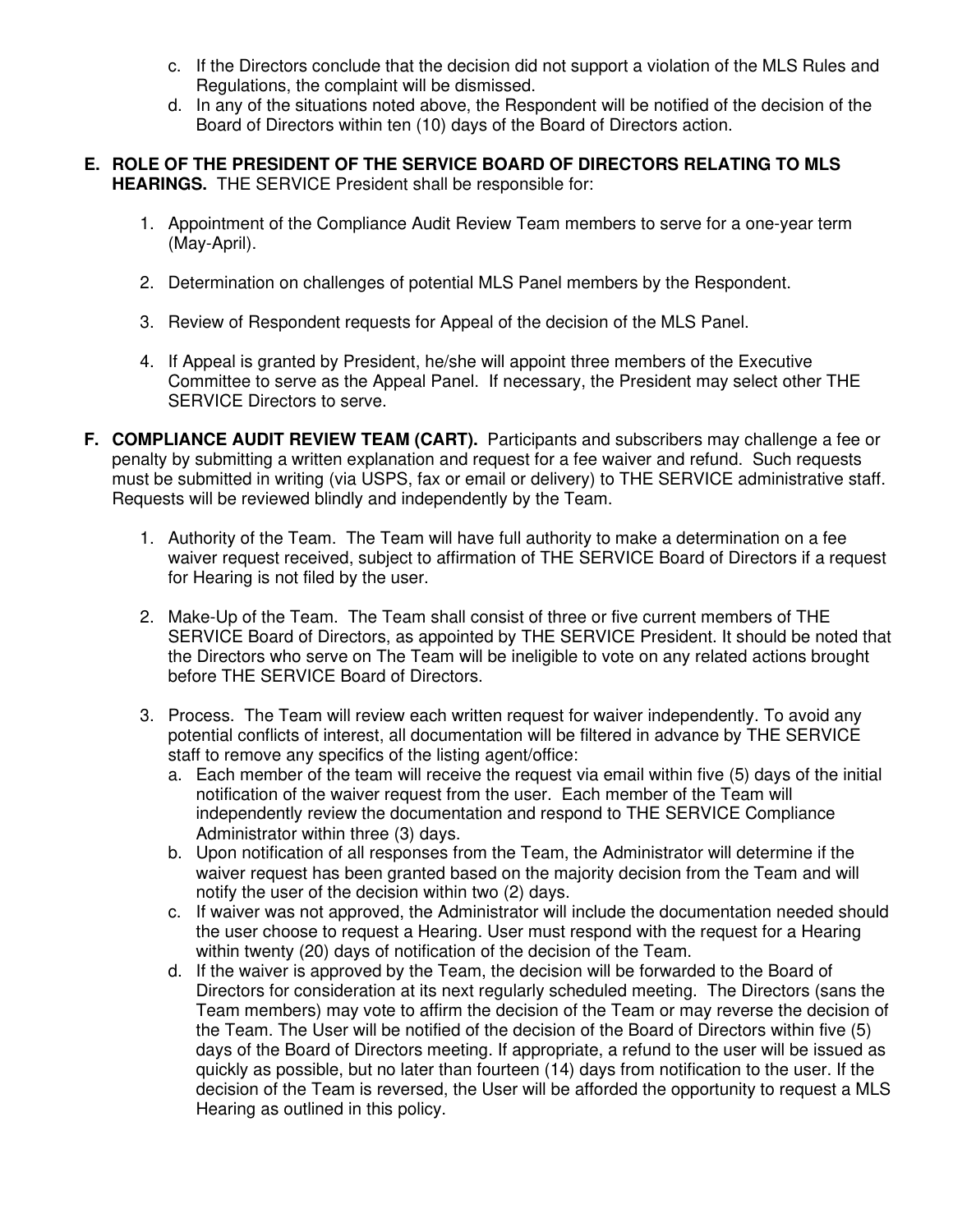c. If the Directors conclude that the decision did not support a violation of the MLS Rules and Regulations, the complaint will be dismissed.
d. In any of the situations noted above, the Respondent will be notified of the decision of the Board of Directors within ten (10) days of the Board of Directors action.

**E. ROLE OF THE PRESIDENT OF THE SERVICE BOARD OF DIRECTORS RELATING TO MLS HEARINGS.** THE SERVICE President shall be responsible for:

1. Appointment of the Compliance Audit Review Team members to serve for a one-year term (May-April).

2. Determination on challenges of potential MLS Panel members by the Respondent.

3. Review of Respondent requests for Appeal of the decision of the MLS Panel.

4. If Appeal is granted by President, he/she will appoint three members of the Executive Committee to serve as the Appeal Panel. If necessary, the President may select other THE SERVICE Directors to serve.

**F. COMPLIANCE AUDIT REVIEW TEAM (CART).** Participants and subscribers may challenge a fee or penalty by submitting a written explanation and request for a fee waiver and refund. Such requests must be submitted in writing (via USPS, fax or email or delivery) to THE SERVICE administrative staff. Requests will be reviewed blindly and independently by the Team.

1. Authority of the Team. The Team will have full authority to make a determination on a fee waiver request received, subject to affirmation of THE SERVICE Board of Directors if a request for Hearing is not filed by the user.

2. Make-Up of the Team. The Team shall consist of three or five current members of THE SERVICE Board of Directors, as appointed by THE SERVICE President. It should be noted that the Directors who serve on The Team will be ineligible to vote on any related actions brought before THE SERVICE Board of Directors.

3. Process. The Team will review each written request for waiver independently. To avoid any potential conflicts of interest, all documentation will be filtered in advance by THE SERVICE staff to remove any specifics of the listing agent/office:
   a. Each member of the team will receive the request via email within five (5) days of the initial notification of the waiver request from the user. Each member of the Team will independently review the documentation and respond to THE SERVICE Compliance Administrator within three (3) days.
   b. Upon notification of all responses from the Team, the Administrator will determine if the waiver request has been granted based on the majority decision from the Team and will notify the user of the decision within two (2) days.
   c. If waiver was not approved, the Administrator will include the documentation needed should the user choose to request a Hearing. User must respond with the request for a Hearing within twenty (20) days of notification of the decision of the Team.
   d. If the waiver is approved by the Team, the decision will be forwarded to the Board of Directors for consideration at its next regularly scheduled meeting. The Directors (sans the Team members) may vote to affirm the decision of the Team or may reverse the decision of the Team. The User will be notified of the decision of the Board of Directors within five (5) days of the Board of Directors meeting. If appropriate, a refund to the user will be issued as quickly as possible, but no later than fourteen (14) days from notification to the user. If the decision of the Team is reversed, the User will be afforded the opportunity to request a MLS Hearing as outlined in this policy.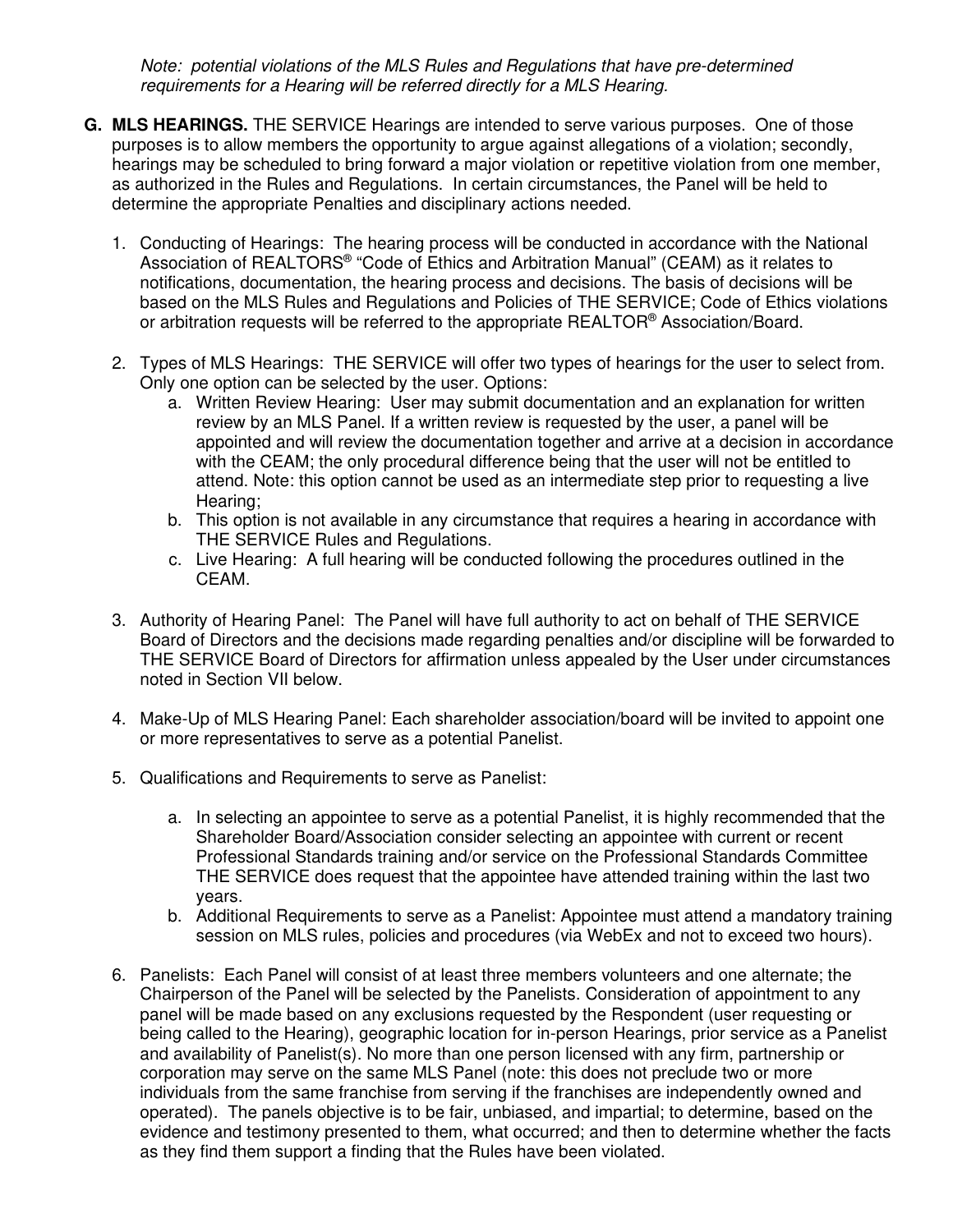*Note: potential violations of the MLS Rules and Regulations that have pre-determined requirements for a Hearing will be referred directly for a MLS Hearing.*

**G. MLS HEARINGS.** THE SERVICE Hearings are intended to serve various purposes. One of those purposes is to allow members the opportunity to argue against allegations of a violation; secondly, hearings may be scheduled to bring forward a major violation or repetitive violation from one member, as authorized in the Rules and Regulations. In certain circumstances, the Panel will be held to determine the appropriate Penalties and disciplinary actions needed.

1. Conducting of Hearings: The hearing process will be conducted in accordance with the National Association of REALTORS® "Code of Ethics and Arbitration Manual" (CEAM) as it relates to notifications, documentation, the hearing process and decisions. The basis of decisions will be based on the MLS Rules and Regulations and Policies of THE SERVICE; Code of Ethics violations or arbitration requests will be referred to the appropriate REALTOR® Association/Board.

2. Types of MLS Hearings: THE SERVICE will offer two types of hearings for the user to select from. Only one option can be selected by the user. Options:
   a. Written Review Hearing: User may submit documentation and an explanation for written review by an MLS Panel. If a written review is requested by the user, a panel will be appointed and will review the documentation together and arrive at a decision in accordance with the CEAM; the only procedural difference being that the user will not be entitled to attend. Note: this option cannot be used as an intermediate step prior to requesting a live Hearing;
   b. This option is not available in any circumstance that requires a hearing in accordance with THE SERVICE Rules and Regulations.
   c. Live Hearing: A full hearing will be conducted following the procedures outlined in the CEAM.

3. Authority of Hearing Panel: The Panel will have full authority to act on behalf of THE SERVICE Board of Directors and the decisions made regarding penalties and/or discipline will be forwarded to THE SERVICE Board of Directors for affirmation unless appealed by the User under circumstances noted in Section VII below.

4. Make-Up of MLS Hearing Panel: Each shareholder association/board will be invited to appoint one or more representatives to serve as a potential Panelist.

5. Qualifications and Requirements to serve as Panelist:

   a. In selecting an appointee to serve as a potential Panelist, it is highly recommended that the Shareholder Board/Association consider selecting an appointee with current or recent Professional Standards training and/or service on the Professional Standards Committee THE SERVICE does request that the appointee have attended training within the last two years.
   b. Additional Requirements to serve as a Panelist: Appointee must attend a mandatory training session on MLS rules, policies and procedures (via WebEx and not to exceed two hours).

6. Panelists: Each Panel will consist of at least three members volunteers and one alternate; the Chairperson of the Panel will be selected by the Panelists. Consideration of appointment to any panel will be made based on any exclusions requested by the Respondent (user requesting or being called to the Hearing), geographic location for in-person Hearings, prior service as a Panelist and availability of Panelist(s). No more than one person licensed with any firm, partnership or corporation may serve on the same MLS Panel (note: this does not preclude two or more individuals from the same franchise from serving if the franchises are independently owned and operated). The panels objective is to be fair, unbiased, and impartial; to determine, based on the evidence and testimony presented to them, what occurred; and then to determine whether the facts as they find them support a finding that the Rules have been violated.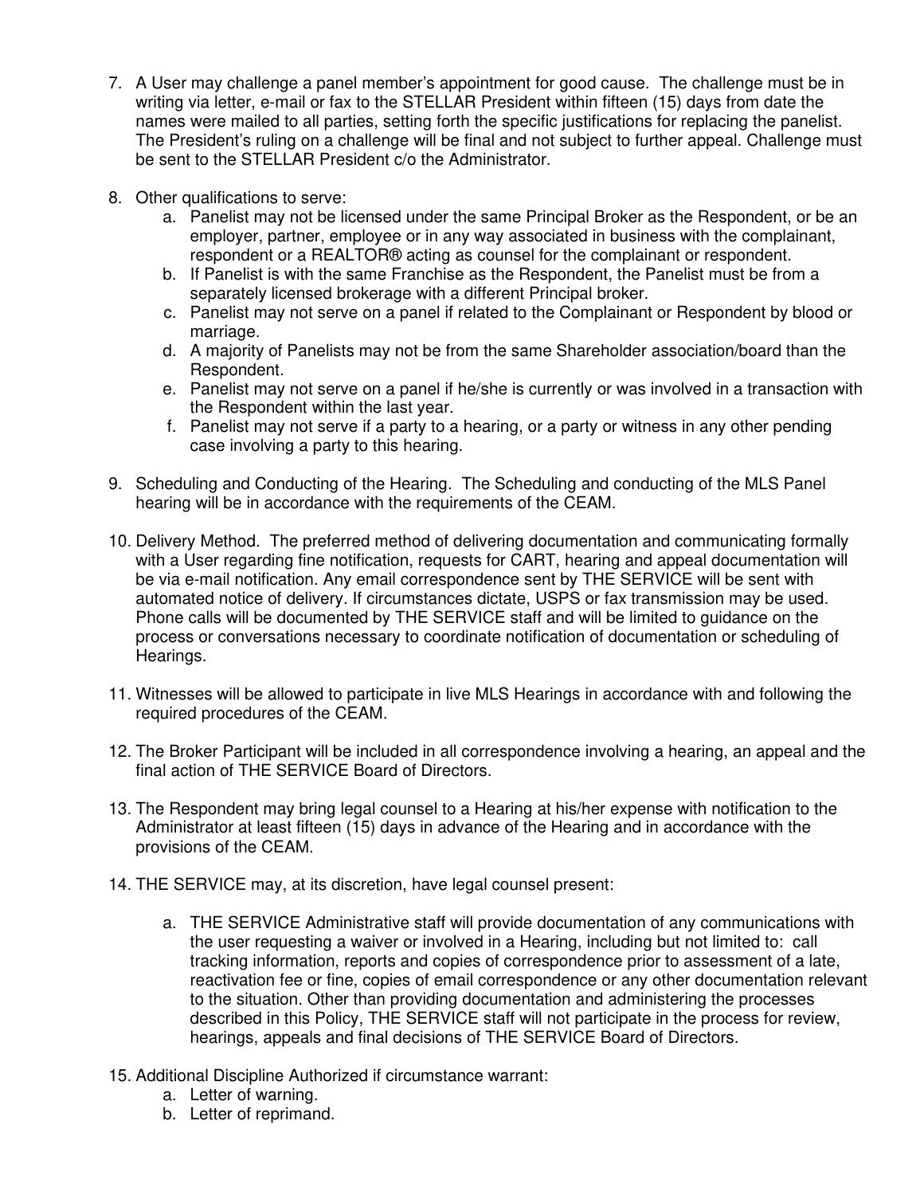7. A User may challenge a panel member's appointment for good cause. The challenge must be in writing via letter, e-mail or fax to the STELLAR President within fifteen (15) days from date the names were mailed to all parties, setting forth the specific justifications for replacing the panelist. The President's ruling on a challenge will be final and not subject to further appeal. Challenge must be sent to the STELLAR President c/o the Administrator.

8. Other qualifications to serve:
   a. Panelist may not be licensed under the same Principal Broker as the Respondent, or be an employer, partner, employee or in any way associated in business with the complainant, respondent or a REALTOR® acting as counsel for the complainant or respondent.
   b. If Panelist is with the same Franchise as the Respondent, the Panelist must be from a separately licensed brokerage with a different Principal broker.
   c. Panelist may not serve on a panel if related to the Complainant or Respondent by blood or marriage.
   d. A majority of Panelists may not be from the same Shareholder association/board than the Respondent.
   e. Panelist may not serve on a panel if he/she is currently or was involved in a transaction with the Respondent within the last year.
   f. Panelist may not serve if a party to a hearing, or a party or witness in any other pending case involving a party to this hearing.

9. Scheduling and Conducting of the Hearing. The Scheduling and conducting of the MLS Panel hearing will be in accordance with the requirements of the CEAM.

10. Delivery Method. The preferred method of delivering documentation and communicating formally with a User regarding fine notification, requests for CART, hearing and appeal documentation will be via e-mail notification. Any email correspondence sent by THE SERVICE will be sent with automated notice of delivery. If circumstances dictate, USPS or fax transmission may be used. Phone calls will be documented by THE SERVICE staff and will be limited to guidance on the process or conversations necessary to coordinate notification of documentation or scheduling of Hearings.

11. Witnesses will be allowed to participate in live MLS Hearings in accordance with and following the required procedures of the CEAM.

12. The Broker Participant will be included in all correspondence involving a hearing, an appeal and the final action of THE SERVICE Board of Directors.

13. The Respondent may bring legal counsel to a Hearing at his/her expense with notification to the Administrator at least fifteen (15) days in advance of the Hearing and in accordance with the provisions of the CEAM.

14. THE SERVICE may, at its discretion, have legal counsel present:

    a. THE SERVICE Administrative staff will provide documentation of any communications with the user requesting a waiver or involved in a Hearing, including but not limited to: call tracking information, reports and copies of correspondence prior to assessment of a late, reactivation fee or fine, copies of email correspondence or any other documentation relevant to the situation. Other than providing documentation and administering the processes described in this Policy, THE SERVICE staff will not participate in the process for review, hearings, appeals and final decisions of THE SERVICE Board of Directors.

15. Additional Discipline Authorized if circumstance warrant:
    a. Letter of warning.
    b. Letter of reprimand.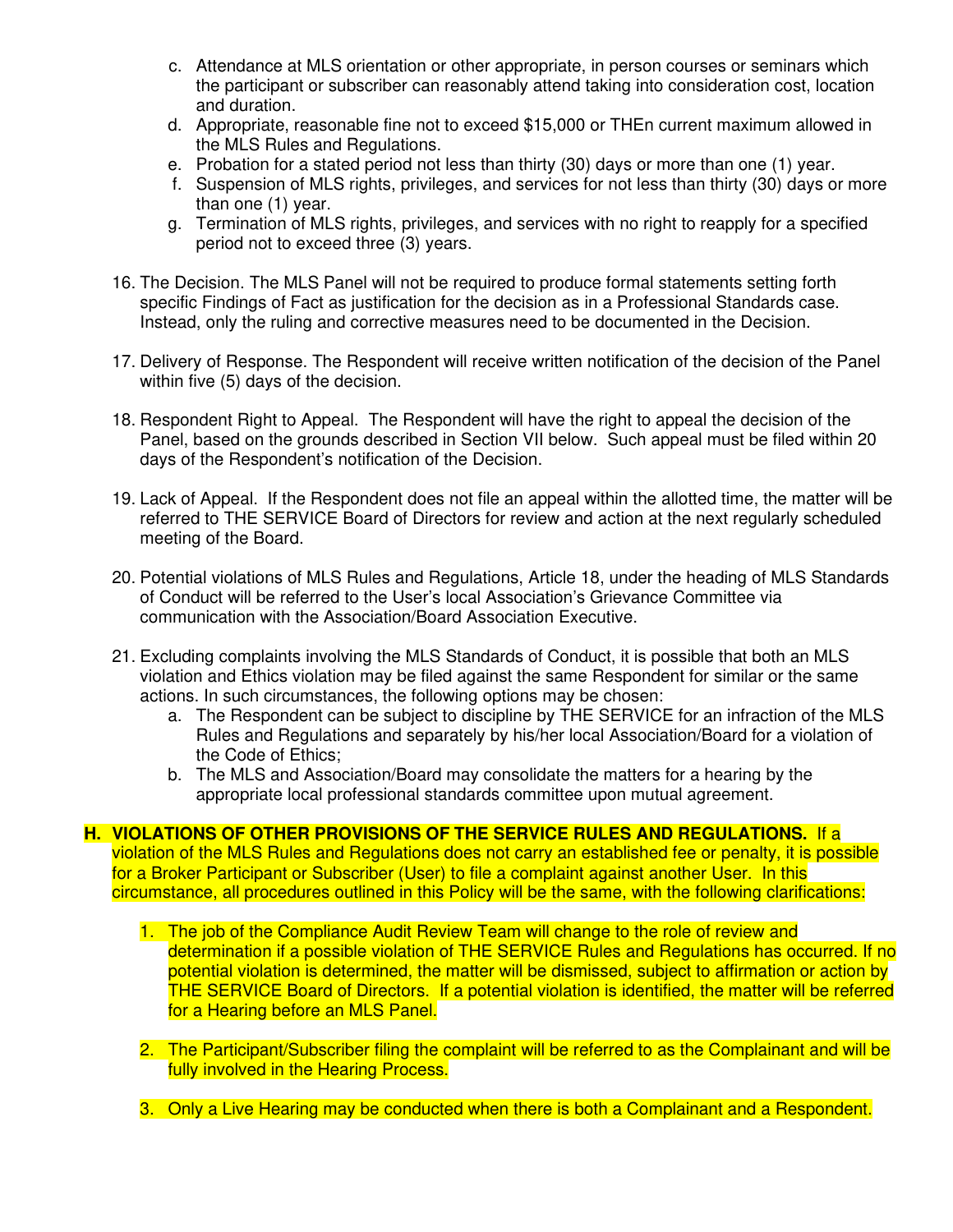c. Attendance at MLS orientation or other appropriate, in person courses or seminars which the participant or subscriber can reasonably attend taking into consideration cost, location and duration.
d. Appropriate, reasonable fine not to exceed $15,000 or THEn current maximum allowed in the MLS Rules and Regulations.
e. Probation for a stated period not less than thirty (30) days or more than one (1) year.
f. Suspension of MLS rights, privileges, and services for not less than thirty (30) days or more than one (1) year.
g. Termination of MLS rights, privileges, and services with no right to reapply for a specified period not to exceed three (3) years.

16. The Decision. The MLS Panel will not be required to produce formal statements setting forth specific Findings of Fact as justification for the decision as in a Professional Standards case. Instead, only the ruling and corrective measures need to be documented in the Decision.

17. Delivery of Response. The Respondent will receive written notification of the decision of the Panel within five (5) days of the decision.

18. Respondent Right to Appeal. The Respondent will have the right to appeal the decision of the Panel, based on the grounds described in Section VII below. Such appeal must be filed within 20 days of the Respondent's notification of the Decision.

19. Lack of Appeal. If the Respondent does not file an appeal within the allotted time, the matter will be referred to THE SERVICE Board of Directors for review and action at the next regularly scheduled meeting of the Board.

20. Potential violations of MLS Rules and Regulations, Article 18, under the heading of MLS Standards of Conduct will be referred to the User's local Association's Grievance Committee via communication with the Association/Board Association Executive.

21. Excluding complaints involving the MLS Standards of Conduct, it is possible that both an MLS violation and Ethics violation may be filed against the same Respondent for similar or the same actions. In such circumstances, the following options may be chosen:
    a. The Respondent can be subject to discipline by THE SERVICE for an infraction of the MLS Rules and Regulations and separately by his/her local Association/Board for a violation of the Code of Ethics;
    b. The MLS and Association/Board may consolidate the matters for a hearing by the appropriate local professional standards committee upon mutual agreement.

**H. VIOLATIONS OF OTHER PROVISIONS OF THE SERVICE RULES AND REGULATIONS.** If a violation of the MLS Rules and Regulations does not carry an established fee or penalty, it is possible for a Broker Participant or Subscriber (User) to file a complaint against another User. In this circumstance, all procedures outlined in this Policy will be the same, with the following clarifications:

1. The job of the Compliance Audit Review Team will change to the role of review and determination if a possible violation of THE SERVICE Rules and Regulations has occurred. If no potential violation is determined, the matter will be dismissed, subject to affirmation or action by THE SERVICE Board of Directors. If a potential violation is identified, the matter will be referred for a Hearing before an MLS Panel.

2. The Participant/Subscriber filing the complaint will be referred to as the Complainant and will be fully involved in the Hearing Process.

3. Only a Live Hearing may be conducted when there is both a Complainant and a Respondent.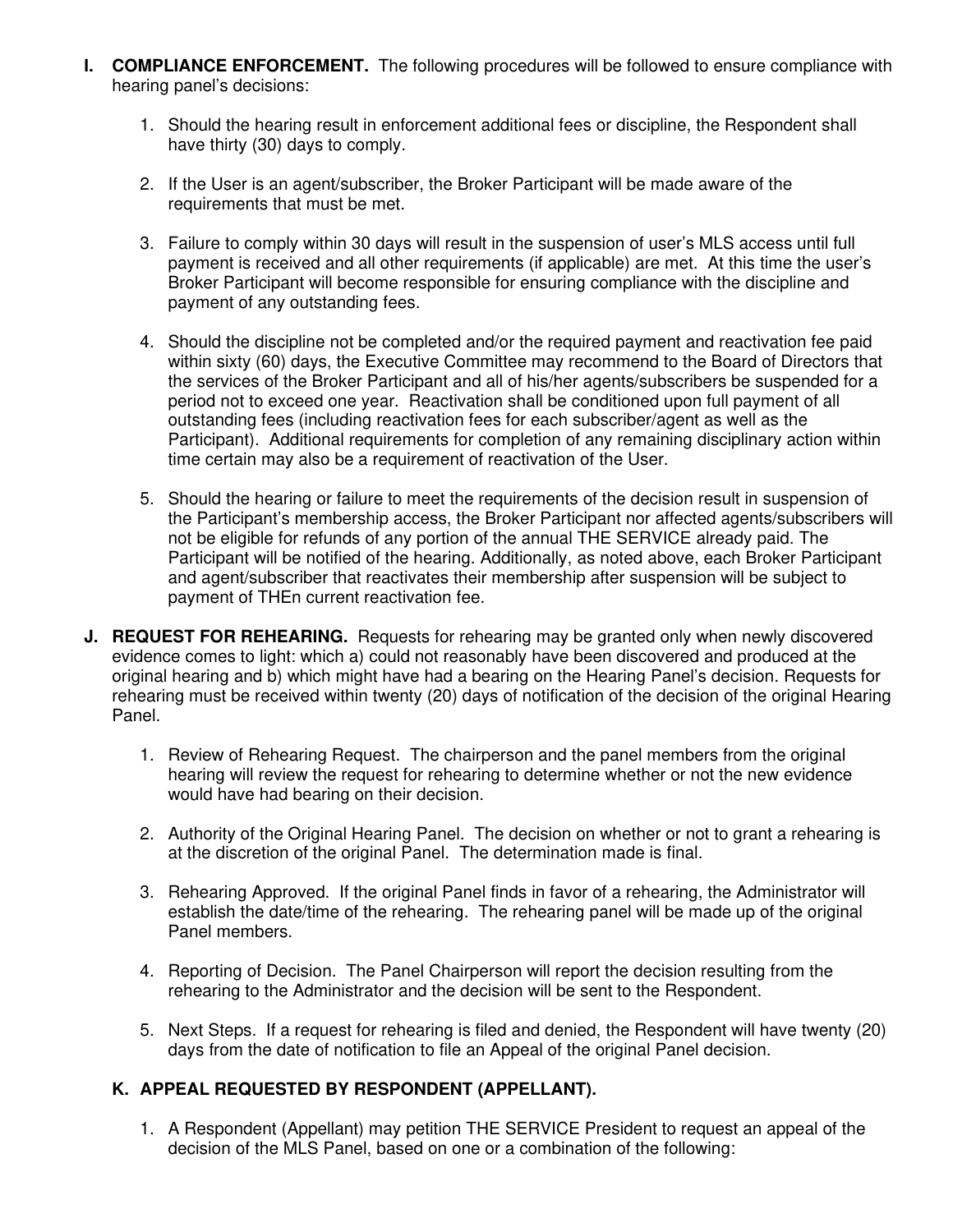**I. COMPLIANCE ENFORCEMENT.** The following procedures will be followed to ensure compliance with hearing panel's decisions:

1. Should the hearing result in enforcement additional fees or discipline, the Respondent shall have thirty (30) days to comply.

2. If the User is an agent/subscriber, the Broker Participant will be made aware of the requirements that must be met.

3. Failure to comply within 30 days will result in the suspension of user's MLS access until full payment is received and all other requirements (if applicable) are met. At this time the user's Broker Participant will become responsible for ensuring compliance with the discipline and payment of any outstanding fees.

4. Should the discipline not be completed and/or the required payment and reactivation fee paid within sixty (60) days, the Executive Committee may recommend to the Board of Directors that the services of the Broker Participant and all of his/her agents/subscribers be suspended for a period not to exceed one year. Reactivation shall be conditioned upon full payment of all outstanding fees (including reactivation fees for each subscriber/agent as well as the Participant). Additional requirements for completion of any remaining disciplinary action within time certain may also be a requirement of reactivation of the User.

5. Should the hearing or failure to meet the requirements of the decision result in suspension of the Participant's membership access, the Broker Participant nor affected agents/subscribers will not be eligible for refunds of any portion of the annual THE SERVICE already paid. The Participant will be notified of the hearing. Additionally, as noted above, each Broker Participant and agent/subscriber that reactivates their membership after suspension will be subject to payment of THEn current reactivation fee.

**J. REQUEST FOR REHEARING.** Requests for rehearing may be granted only when newly discovered evidence comes to light: which a) could not reasonably have been discovered and produced at the original hearing and b) which might have had a bearing on the Hearing Panel's decision. Requests for rehearing must be received within twenty (20) days of notification of the decision of the original Hearing Panel.

1. Review of Rehearing Request. The chairperson and the panel members from the original hearing will review the request for rehearing to determine whether or not the new evidence would have had bearing on their decision.

2. Authority of the Original Hearing Panel. The decision on whether or not to grant a rehearing is at the discretion of the original Panel. The determination made is final.

3. Rehearing Approved. If the original Panel finds in favor of a rehearing, the Administrator will establish the date/time of the rehearing. The rehearing panel will be made up of the original Panel members.

4. Reporting of Decision. The Panel Chairperson will report the decision resulting from the rehearing to the Administrator and the decision will be sent to the Respondent.

5. Next Steps. If a request for rehearing is filed and denied, the Respondent will have twenty (20) days from the date of notification to file an Appeal of the original Panel decision.

**K. APPEAL REQUESTED BY RESPONDENT (APPELLANT).**

1. A Respondent (Appellant) may petition THE SERVICE President to request an appeal of the decision of the MLS Panel, based on one or a combination of the following: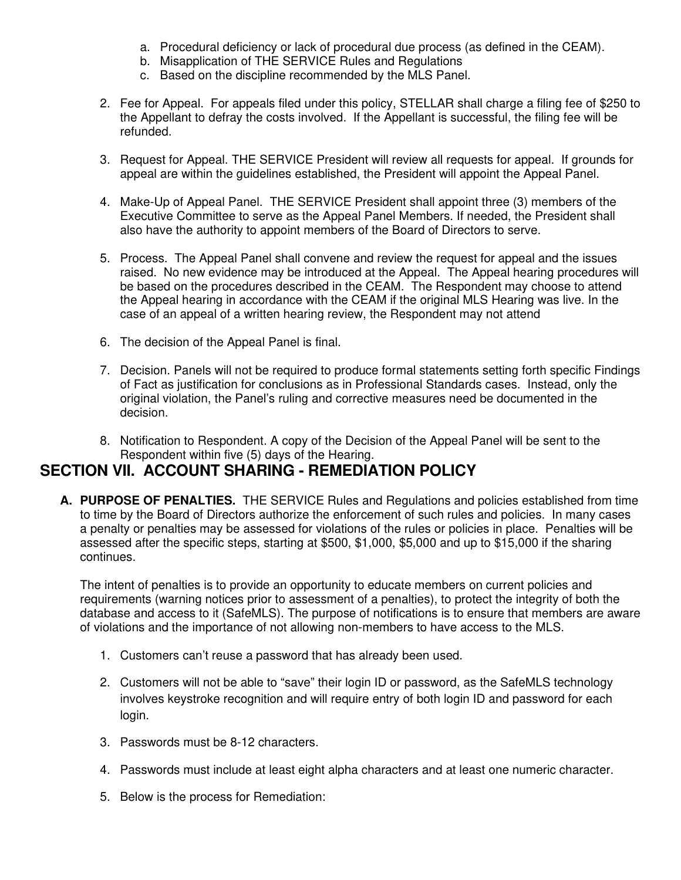a. Procedural deficiency or lack of procedural due process (as defined in the CEAM).
   b. Misapplication of THE SERVICE Rules and Regulations
   c. Based on the discipline recommended by the MLS Panel.

2. Fee for Appeal. For appeals filed under this policy, STELLAR shall charge a filing fee of $250 to the Appellant to defray the costs involved. If the Appellant is successful, the filing fee will be refunded.

3. Request for Appeal. THE SERVICE President will review all requests for appeal. If grounds for appeal are within the guidelines established, the President will appoint the Appeal Panel.

4. Make-Up of Appeal Panel. THE SERVICE President shall appoint three (3) members of the Executive Committee to serve as the Appeal Panel Members. If needed, the President shall also have the authority to appoint members of the Board of Directors to serve.

5. Process. The Appeal Panel shall convene and review the request for appeal and the issues raised. No new evidence may be introduced at the Appeal. The Appeal hearing procedures will be based on the procedures described in the CEAM. The Respondent may choose to attend the Appeal hearing in accordance with the CEAM if the original MLS Hearing was live. In the case of an appeal of a written hearing review, the Respondent may not attend

6. The decision of the Appeal Panel is final.

7. Decision. Panels will not be required to produce formal statements setting forth specific Findings of Fact as justification for conclusions as in Professional Standards cases. Instead, only the original violation, the Panel's ruling and corrective measures need be documented in the decision.

8. Notification to Respondent. A copy of the Decision of the Appeal Panel will be sent to the Respondent within five (5) days of the Hearing.

# SECTION VII. ACCOUNT SHARING - REMEDIATION POLICY

**A. PURPOSE OF PENALTIES.** THE SERVICE Rules and Regulations and policies established from time to time by the Board of Directors authorize the enforcement of such rules and policies. In many cases a penalty or penalties may be assessed for violations of the rules or policies in place. Penalties will be assessed after the specific steps, starting at $500, $1,000, $5,000 and up to $15,000 if the sharing continues.

The intent of penalties is to provide an opportunity to educate members on current policies and requirements (warning notices prior to assessment of a penalties), to protect the integrity of both the database and access to it (SafeMLS). The purpose of notifications is to ensure that members are aware of violations and the importance of not allowing non-members to have access to the MLS.

1. Customers can't reuse a password that has already been used.

2. Customers will not be able to "save" their login ID or password, as the SafeMLS technology involves keystroke recognition and will require entry of both login ID and password for each login.

3. Passwords must be 8-12 characters.

4. Passwords must include at least eight alpha characters and at least one numeric character.

5. Below is the process for Remediation: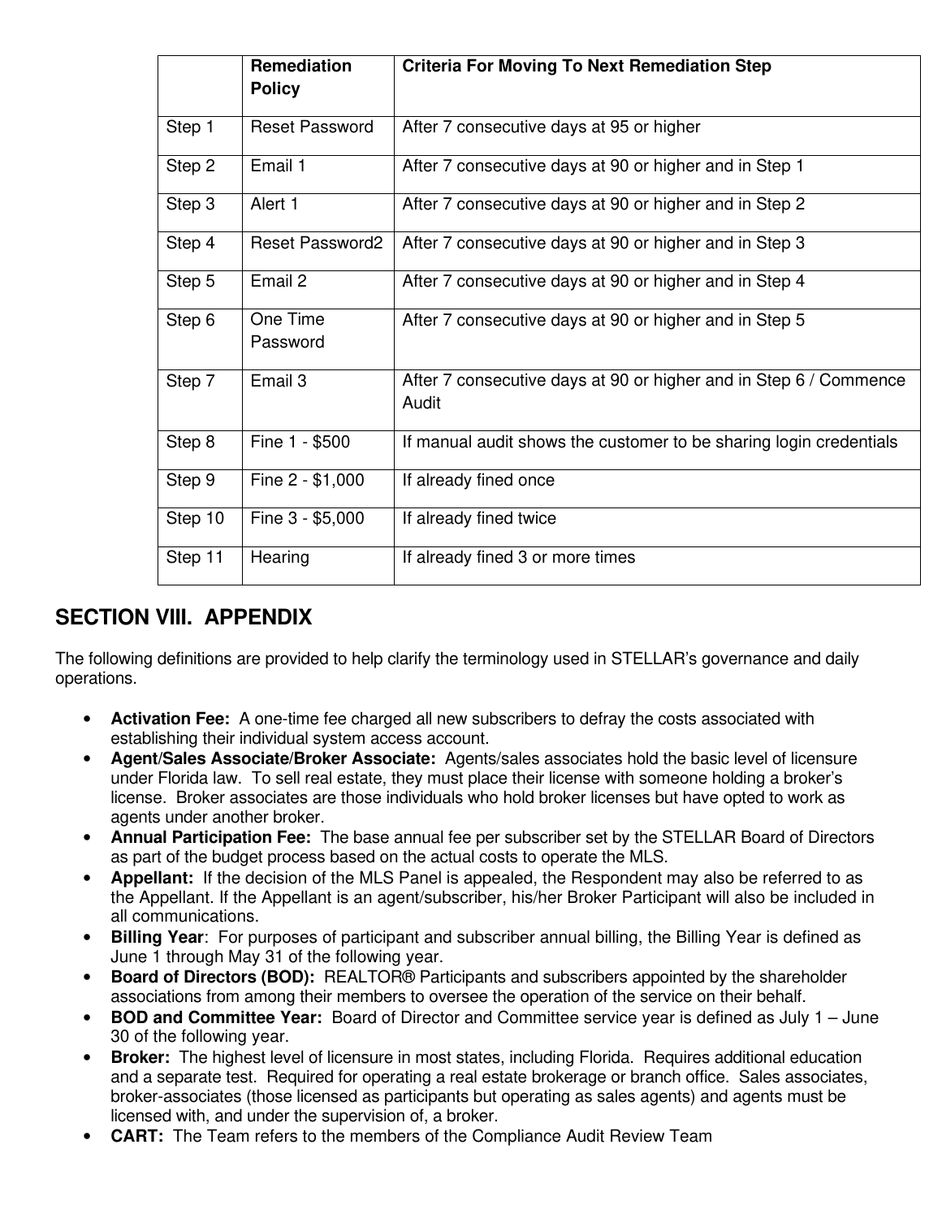| | Remediation Policy | Criteria For Moving To Next Remediation Step |
|---|---|---|
| Step 1 | Reset Password | After 7 consecutive days at 95 or higher |
| Step 2 | Email 1 | After 7 consecutive days at 90 or higher and in Step 1 |
| Step 3 | Alert 1 | After 7 consecutive days at 90 or higher and in Step 2 |
| Step 4 | Reset Password2 | After 7 consecutive days at 90 or higher and in Step 3 |
| Step 5 | Email 2 | After 7 consecutive days at 90 or higher and in Step 4 |
| Step 6 | One Time Password | After 7 consecutive days at 90 or higher and in Step 5 |
| Step 7 | Email 3 | After 7 consecutive days at 90 or higher and in Step 6 / Commence Audit |
| Step 8 | Fine 1 - $500 | If manual audit shows the customer to be sharing login credentials |
| Step 9 | Fine 2 - $1,000 | If already fined once |
| Step 10 | Fine 3 - $5,000 | If already fined twice |
| Step 11 | Hearing | If already fined 3 or more times |

## SECTION VIII. APPENDIX

The following definitions are provided to help clarify the terminology used in STELLAR's governance and daily operations.

- **Activation Fee:** A one-time fee charged all new subscribers to defray the costs associated with establishing their individual system access account.
- **Agent/Sales Associate/Broker Associate:** Agents/sales associates hold the basic level of licensure under Florida law. To sell real estate, they must place their license with someone holding a broker's license. Broker associates are those individuals who hold broker licenses but have opted to work as agents under another broker.
- **Annual Participation Fee:** The base annual fee per subscriber set by the STELLAR Board of Directors as part of the budget process based on the actual costs to operate the MLS.
- **Appellant:** If the decision of the MLS Panel is appealed, the Respondent may also be referred to as the Appellant. If the Appellant is an agent/subscriber, his/her Broker Participant will also be included in all communications.
- **Billing Year**: For purposes of participant and subscriber annual billing, the Billing Year is defined as June 1 through May 31 of the following year.
- **Board of Directors (BOD):** REALTOR® Participants and subscribers appointed by the shareholder associations from among their members to oversee the operation of the service on their behalf.
- **BOD and Committee Year:** Board of Director and Committee service year is defined as July 1 – June 30 of the following year.
- **Broker:** The highest level of licensure in most states, including Florida. Requires additional education and a separate test. Required for operating a real estate brokerage or branch office. Sales associates, broker-associates (those licensed as participants but operating as sales agents) and agents must be licensed with, and under the supervision of, a broker.
- **CART:** The Team refers to the members of the Compliance Audit Review Team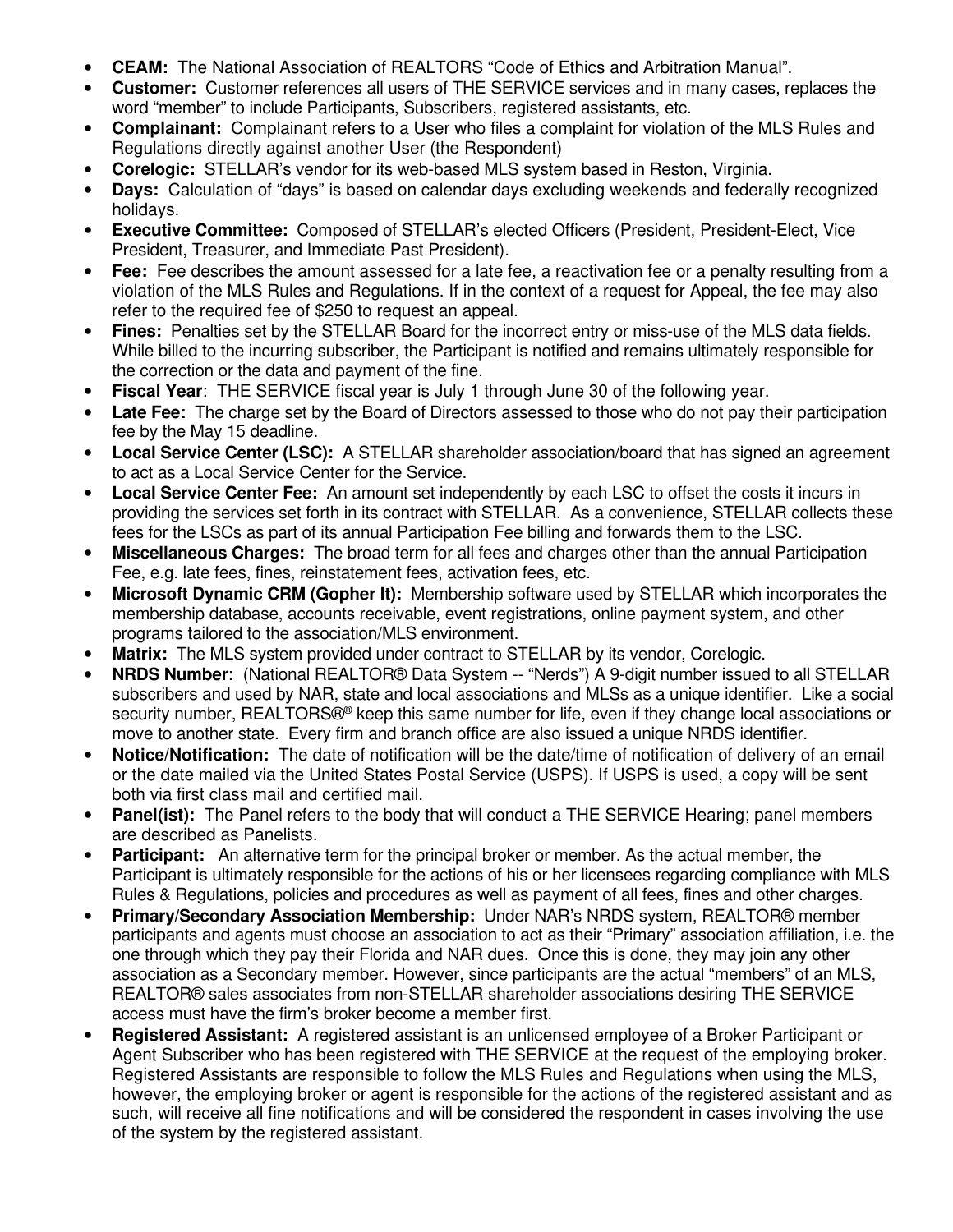- **CEAM:** The National Association of REALTORS “Code of Ethics and Arbitration Manual”.
- **Customer:** Customer references all users of THE SERVICE services and in many cases, replaces the word “member” to include Participants, Subscribers, registered assistants, etc.
- **Complainant:** Complainant refers to a User who files a complaint for violation of the MLS Rules and Regulations directly against another User (the Respondent)
- **Corelogic:** STELLAR’s vendor for its web-based MLS system based in Reston, Virginia.
- **Days:** Calculation of “days” is based on calendar days excluding weekends and federally recognized holidays.
- **Executive Committee:** Composed of STELLAR’s elected Officers (President, President-Elect, Vice President, Treasurer, and Immediate Past President).
- **Fee:** Fee describes the amount assessed for a late fee, a reactivation fee or a penalty resulting from a violation of the MLS Rules and Regulations. If in the context of a request for Appeal, the fee may also refer to the required fee of $250 to request an appeal.
- **Fines:** Penalties set by the STELLAR Board for the incorrect entry or miss-use of the MLS data fields. While billed to the incurring subscriber, the Participant is notified and remains ultimately responsible for the correction or the data and payment of the fine.
- **Fiscal Year**: THE SERVICE fiscal year is July 1 through June 30 of the following year.
- **Late Fee:** The charge set by the Board of Directors assessed to those who do not pay their participation fee by the May 15 deadline.
- **Local Service Center (LSC):** A STELLAR shareholder association/board that has signed an agreement to act as a Local Service Center for the Service.
- **Local Service Center Fee:** An amount set independently by each LSC to offset the costs it incurs in providing the services set forth in its contract with STELLAR. As a convenience, STELLAR collects these fees for the LSCs as part of its annual Participation Fee billing and forwards them to the LSC.
- **Miscellaneous Charges:** The broad term for all fees and charges other than the annual Participation Fee, e.g. late fees, fines, reinstatement fees, activation fees, etc.
- **Microsoft Dynamic CRM (Gopher It):** Membership software used by STELLAR which incorporates the membership database, accounts receivable, event registrations, online payment system, and other programs tailored to the association/MLS environment.
- **Matrix:** The MLS system provided under contract to STELLAR by its vendor, Corelogic.
- **NRDS Number:** (National REALTOR® Data System -- “Nerds”) A 9-digit number issued to all STELLAR subscribers and used by NAR, state and local associations and MLSs as a unique identifier. Like a social security number, REALTORS®® keep this same number for life, even if they change local associations or move to another state. Every firm and branch office are also issued a unique NRDS identifier.
- **Notice/Notification:** The date of notification will be the date/time of notification of delivery of an email or the date mailed via the United States Postal Service (USPS). If USPS is used, a copy will be sent both via first class mail and certified mail.
- **Panel(ist):** The Panel refers to the body that will conduct a THE SERVICE Hearing; panel members are described as Panelists.
- **Participant:** An alternative term for the principal broker or member. As the actual member, the Participant is ultimately responsible for the actions of his or her licensees regarding compliance with MLS Rules & Regulations, policies and procedures as well as payment of all fees, fines and other charges.
- **Primary/Secondary Association Membership:** Under NAR’s NRDS system, REALTOR® member participants and agents must choose an association to act as their “Primary” association affiliation, i.e. the one through which they pay their Florida and NAR dues. Once this is done, they may join any other association as a Secondary member. However, since participants are the actual “members” of an MLS, REALTOR® sales associates from non-STELLAR shareholder associations desiring THE SERVICE access must have the firm’s broker become a member first.
- **Registered Assistant:** A registered assistant is an unlicensed employee of a Broker Participant or Agent Subscriber who has been registered with THE SERVICE at the request of the employing broker. Registered Assistants are responsible to follow the MLS Rules and Regulations when using the MLS, however, the employing broker or agent is responsible for the actions of the registered assistant and as such, will receive all fine notifications and will be considered the respondent in cases involving the use of the system by the registered assistant.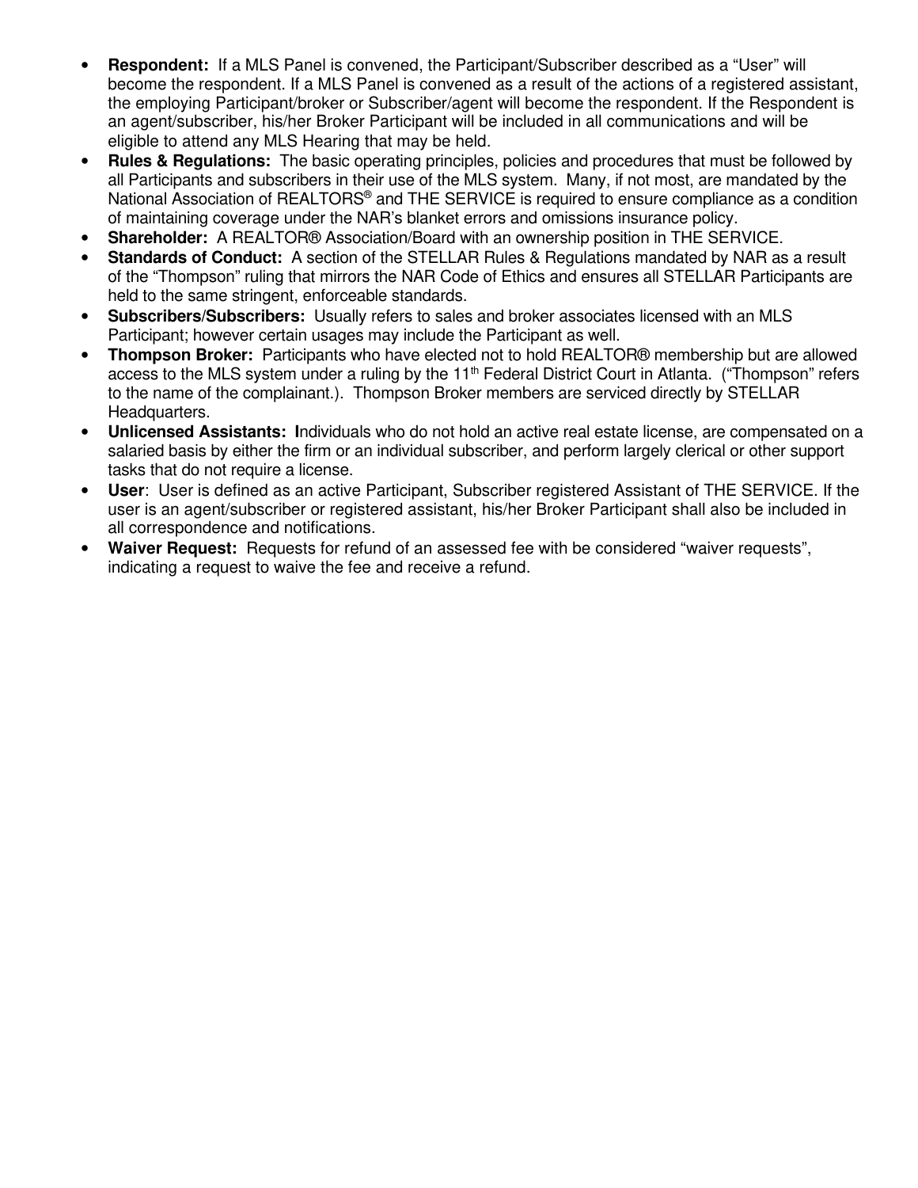- **Respondent:** If a MLS Panel is convened, the Participant/Subscriber described as a "User" will become the respondent. If a MLS Panel is convened as a result of the actions of a registered assistant, the employing Participant/broker or Subscriber/agent will become the respondent. If the Respondent is an agent/subscriber, his/her Broker Participant will be included in all communications and will be eligible to attend any MLS Hearing that may be held.
- **Rules & Regulations:** The basic operating principles, policies and procedures that must be followed by all Participants and subscribers in their use of the MLS system. Many, if not most, are mandated by the National Association of REALTORS® and THE SERVICE is required to ensure compliance as a condition of maintaining coverage under the NAR's blanket errors and omissions insurance policy.
- **Shareholder:** A REALTOR® Association/Board with an ownership position in THE SERVICE.
- **Standards of Conduct:** A section of the STELLAR Rules & Regulations mandated by NAR as a result of the "Thompson" ruling that mirrors the NAR Code of Ethics and ensures all STELLAR Participants are held to the same stringent, enforceable standards.
- **Subscribers/Subscribers:** Usually refers to sales and broker associates licensed with an MLS Participant; however certain usages may include the Participant as well.
- **Thompson Broker:** Participants who have elected not to hold REALTOR® membership but are allowed access to the MLS system under a ruling by the 11th Federal District Court in Atlanta. ("Thompson" refers to the name of the complainant.). Thompson Broker members are serviced directly by STELLAR Headquarters.
- **Unlicensed Assistants:** Individuals who do not hold an active real estate license, are compensated on a salaried basis by either the firm or an individual subscriber, and perform largely clerical or other support tasks that do not require a license.
- **User**: User is defined as an active Participant, Subscriber registered Assistant of THE SERVICE. If the user is an agent/subscriber or registered assistant, his/her Broker Participant shall also be included in all correspondence and notifications.
- **Waiver Request:** Requests for refund of an assessed fee with be considered "waiver requests", indicating a request to waive the fee and receive a refund.